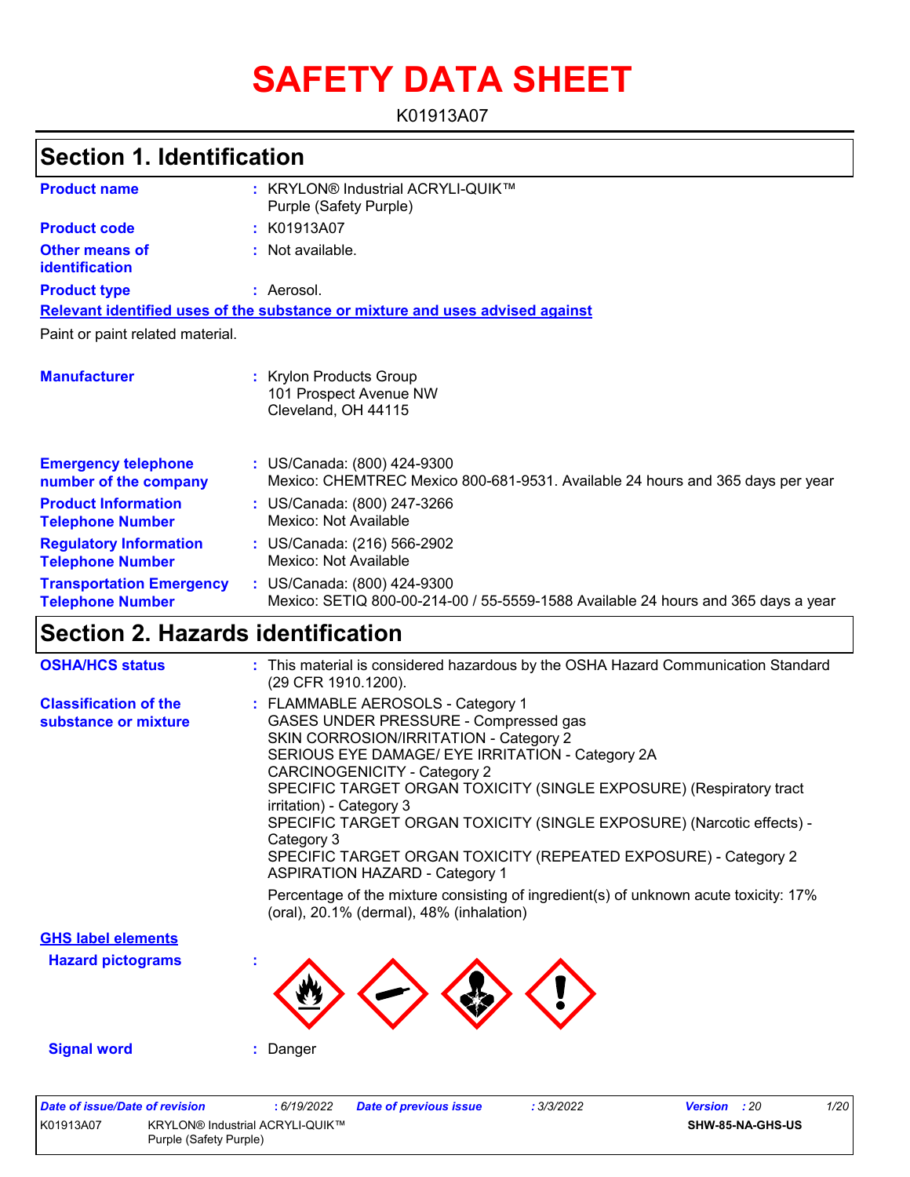# SAFETY DATA SHEET

K01913A07

## Section 1. Identification

| | |
|---|---|
| **Product name** | : KRYLON® Industrial ACRYLI-QUIK™ Purple (Safety Purple) |
| **Product code** | : K01913A07 |
| **Other means of identification** | : Not available. |
| **Product type** | : Aerosol. |

**Relevant identified uses of the substance or mixture and uses advised against**

Paint or paint related material.

| | |
|---|---|
| **Manufacturer** | : Krylon Products Group<br>101 Prospect Avenue NW<br>Cleveland, OH 44115 |
| **Emergency telephone number of the company** | : US/Canada: (800) 424-9300<br>Mexico: CHEMTREC Mexico 800-681-9531. Available 24 hours and 365 days per year |
| **Product Information Telephone Number** | : US/Canada: (800) 247-3266<br>Mexico: Not Available |
| **Regulatory Information Telephone Number** | : US/Canada: (216) 566-2902<br>Mexico: Not Available |
| **Transportation Emergency Telephone Number** | : US/Canada: (800) 424-9300<br>Mexico: SETIQ 800-00-214-00 / 55-5559-1588 Available 24 hours and 365 days a year |

## Section 2. Hazards identification

| | |
|---|---|
| **OSHA/HCS status** | : This material is considered hazardous by the OSHA Hazard Communication Standard (29 CFR 1910.1200). |
| **Classification of the substance or mixture** | : FLAMMABLE AEROSOLS - Category 1<br>GASES UNDER PRESSURE - Compressed gas<br>SKIN CORROSION/IRRITATION - Category 2<br>SERIOUS EYE DAMAGE/ EYE IRRITATION - Category 2A<br>CARCINOGENICITY - Category 2<br>SPECIFIC TARGET ORGAN TOXICITY (SINGLE EXPOSURE) (Respiratory tract irritation) - Category 3<br>SPECIFIC TARGET ORGAN TOXICITY (SINGLE EXPOSURE) (Narcotic effects) - Category 3<br>SPECIFIC TARGET ORGAN TOXICITY (REPEATED EXPOSURE) - Category 2<br>ASPIRATION HAZARD - Category 1<br><br>Percentage of the mixture consisting of ingredient(s) of unknown acute toxicity: 17% (oral), 20.1% (dermal), 48% (inhalation) |

**GHS label elements**

**Hazard pictograms** :

**Signal word** : Danger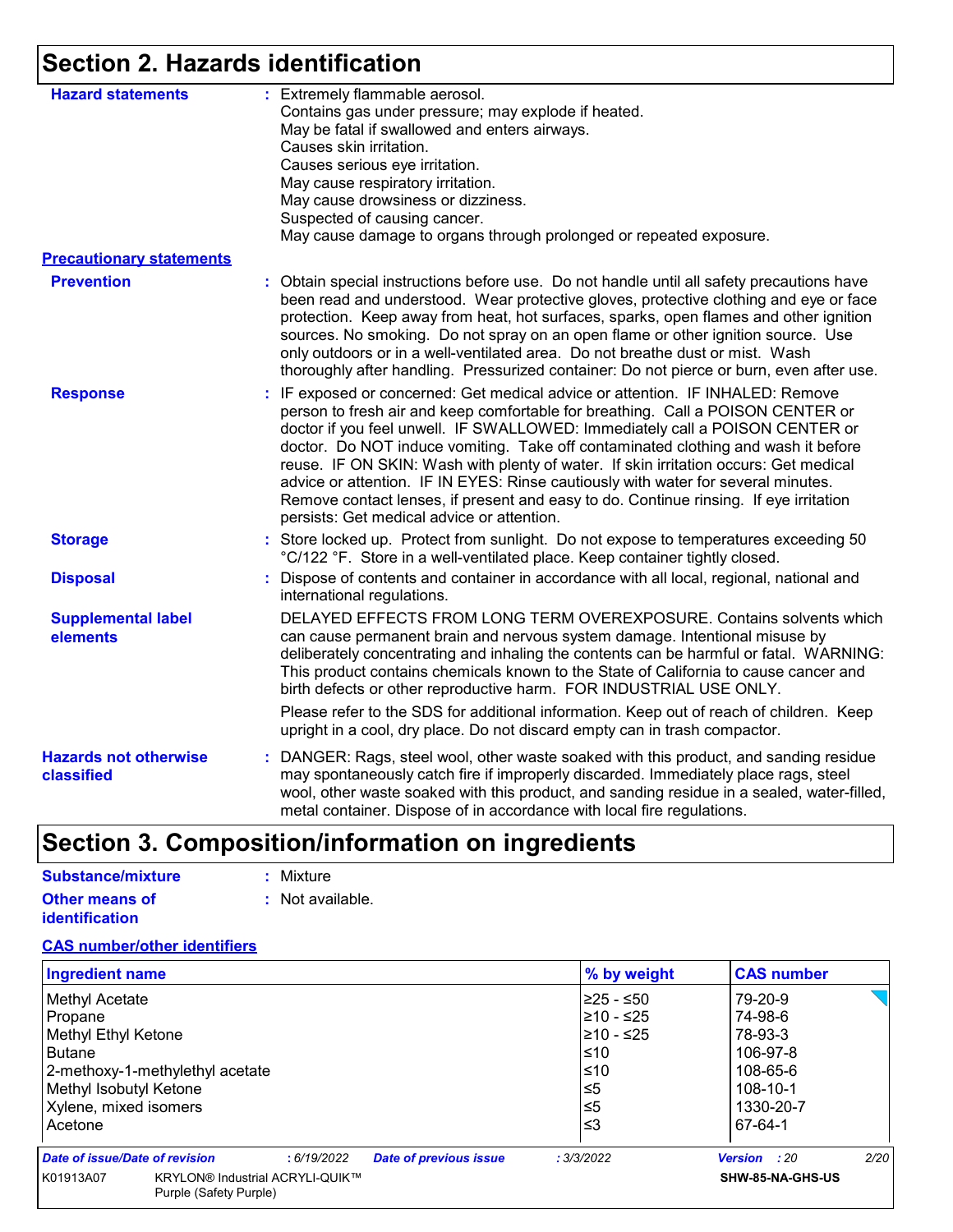## Section 2. Hazards identification

**Hazard statements** : Extremely flammable aerosol.
Contains gas under pressure; may explode if heated.
May be fatal if swallowed and enters airways.
Causes skin irritation.
Causes serious eye irritation.
May cause respiratory irritation.
May cause drowsiness or dizziness.
Suspected of causing cancer.
May cause damage to organs through prolonged or repeated exposure.

**Precautionary statements**

**Prevention** : Obtain special instructions before use. Do not handle until all safety precautions have been read and understood. Wear protective gloves, protective clothing and eye or face protection. Keep away from heat, hot surfaces, sparks, open flames and other ignition sources. No smoking. Do not spray on an open flame or other ignition source. Use only outdoors or in a well-ventilated area. Do not breathe dust or mist. Wash thoroughly after handling. Pressurized container: Do not pierce or burn, even after use.

**Response** : IF exposed or concerned: Get medical advice or attention. IF INHALED: Remove person to fresh air and keep comfortable for breathing. Call a POISON CENTER or doctor if you feel unwell. IF SWALLOWED: Immediately call a POISON CENTER or doctor. Do NOT induce vomiting. Take off contaminated clothing and wash it before reuse. IF ON SKIN: Wash with plenty of water. If skin irritation occurs: Get medical advice or attention. IF IN EYES: Rinse cautiously with water for several minutes. Remove contact lenses, if present and easy to do. Continue rinsing. If eye irritation persists: Get medical advice or attention.

**Storage** : Store locked up. Protect from sunlight. Do not expose to temperatures exceeding 50 °C/122 °F. Store in a well-ventilated place. Keep container tightly closed.

**Disposal** : Dispose of contents and container in accordance with all local, regional, national and international regulations.

**Supplemental label elements** DELAYED EFFECTS FROM LONG TERM OVEREXPOSURE. Contains solvents which can cause permanent brain and nervous system damage. Intentional misuse by deliberately concentrating and inhaling the contents can be harmful or fatal. WARNING: This product contains chemicals known to the State of California to cause cancer and birth defects or other reproductive harm. FOR INDUSTRIAL USE ONLY.

Please refer to the SDS for additional information. Keep out of reach of children. Keep upright in a cool, dry place. Do not discard empty can in trash compactor.

**Hazards not otherwise classified** : DANGER: Rags, steel wool, other waste soaked with this product, and sanding residue may spontaneously catch fire if improperly discarded. Immediately place rags, steel wool, other waste soaked with this product, and sanding residue in a sealed, water-filled, metal container. Dispose of in accordance with local fire regulations.

## Section 3. Composition/information on ingredients

**Substance/mixture** : Mixture

**Other means of identification** : Not available.

**CAS number/other identifiers**

| Ingredient name | % by weight | CAS number |
|---|---|---|
| Methyl Acetate | ≥25 - ≤50 | 79-20-9 |
| Propane | ≥10 - ≤25 | 74-98-6 |
| Methyl Ethyl Ketone | ≥10 - ≤25 | 78-93-3 |
| Butane | ≤10 | 106-97-8 |
| 2-methoxy-1-methylethyl acetate | ≤10 | 108-65-6 |
| Methyl Isobutyl Ketone | ≤5 | 108-10-1 |
| Xylene, mixed isomers | ≤5 | 1330-20-7 |
| Acetone | ≤3 | 67-64-1 |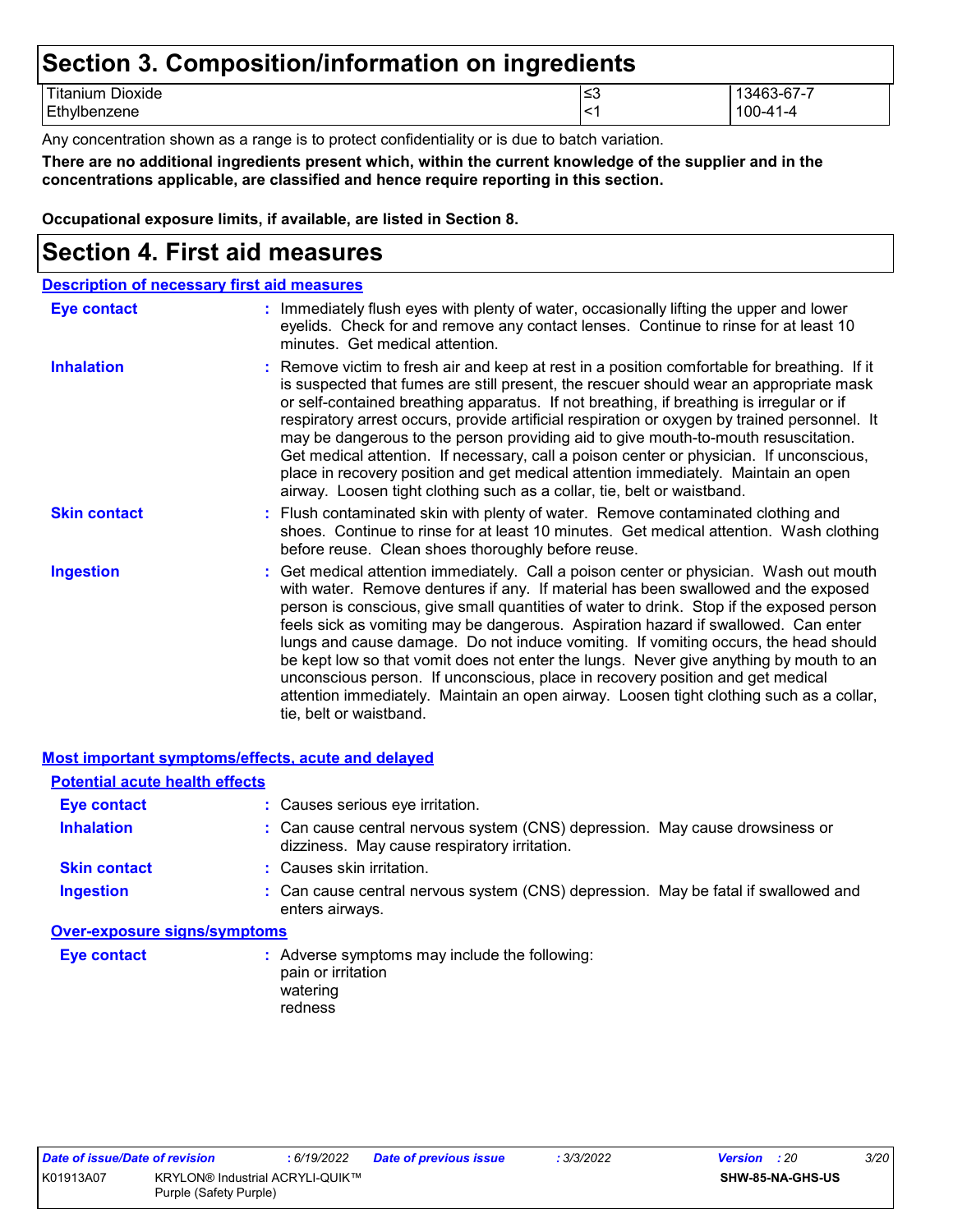# Section 3. Composition/information on ingredients

| | | |
|---|---|---|
| Titanium Dioxide | ≤3 | 13463-67-7 |
| Ethylbenzene | <1 | 100-41-4 |

Any concentration shown as a range is to protect confidentiality or is due to batch variation.

**There are no additional ingredients present which, within the current knowledge of the supplier and in the concentrations applicable, are classified and hence require reporting in this section.**

**Occupational exposure limits, if available, are listed in Section 8.**

# Section 4. First aid measures

## Description of necessary first aid measures

**Eye contact** : Immediately flush eyes with plenty of water, occasionally lifting the upper and lower eyelids. Check for and remove any contact lenses. Continue to rinse for at least 10 minutes. Get medical attention.

**Inhalation** : Remove victim to fresh air and keep at rest in a position comfortable for breathing. If it is suspected that fumes are still present, the rescuer should wear an appropriate mask or self-contained breathing apparatus. If not breathing, if breathing is irregular or if respiratory arrest occurs, provide artificial respiration or oxygen by trained personnel. It may be dangerous to the person providing aid to give mouth-to-mouth resuscitation. Get medical attention. If necessary, call a poison center or physician. If unconscious, place in recovery position and get medical attention immediately. Maintain an open airway. Loosen tight clothing such as a collar, tie, belt or waistband.

**Skin contact** : Flush contaminated skin with plenty of water. Remove contaminated clothing and shoes. Continue to rinse for at least 10 minutes. Get medical attention. Wash clothing before reuse. Clean shoes thoroughly before reuse.

**Ingestion** : Get medical attention immediately. Call a poison center or physician. Wash out mouth with water. Remove dentures if any. If material has been swallowed and the exposed person is conscious, give small quantities of water to drink. Stop if the exposed person feels sick as vomiting may be dangerous. Aspiration hazard if swallowed. Can enter lungs and cause damage. Do not induce vomiting. If vomiting occurs, the head should be kept low so that vomit does not enter the lungs. Never give anything by mouth to an unconscious person. If unconscious, place in recovery position and get medical attention immediately. Maintain an open airway. Loosen tight clothing such as a collar, tie, belt or waistband.

## Most important symptoms/effects, acute and delayed

### Potential acute health effects

**Eye contact** : Causes serious eye irritation.

**Inhalation** : Can cause central nervous system (CNS) depression. May cause drowsiness or dizziness. May cause respiratory irritation.

**Skin contact** : Causes skin irritation.

**Ingestion** : Can cause central nervous system (CNS) depression. May be fatal if swallowed and enters airways.

### Over-exposure signs/symptoms

**Eye contact** : Adverse symptoms may include the following:
pain or irritation
watering
redness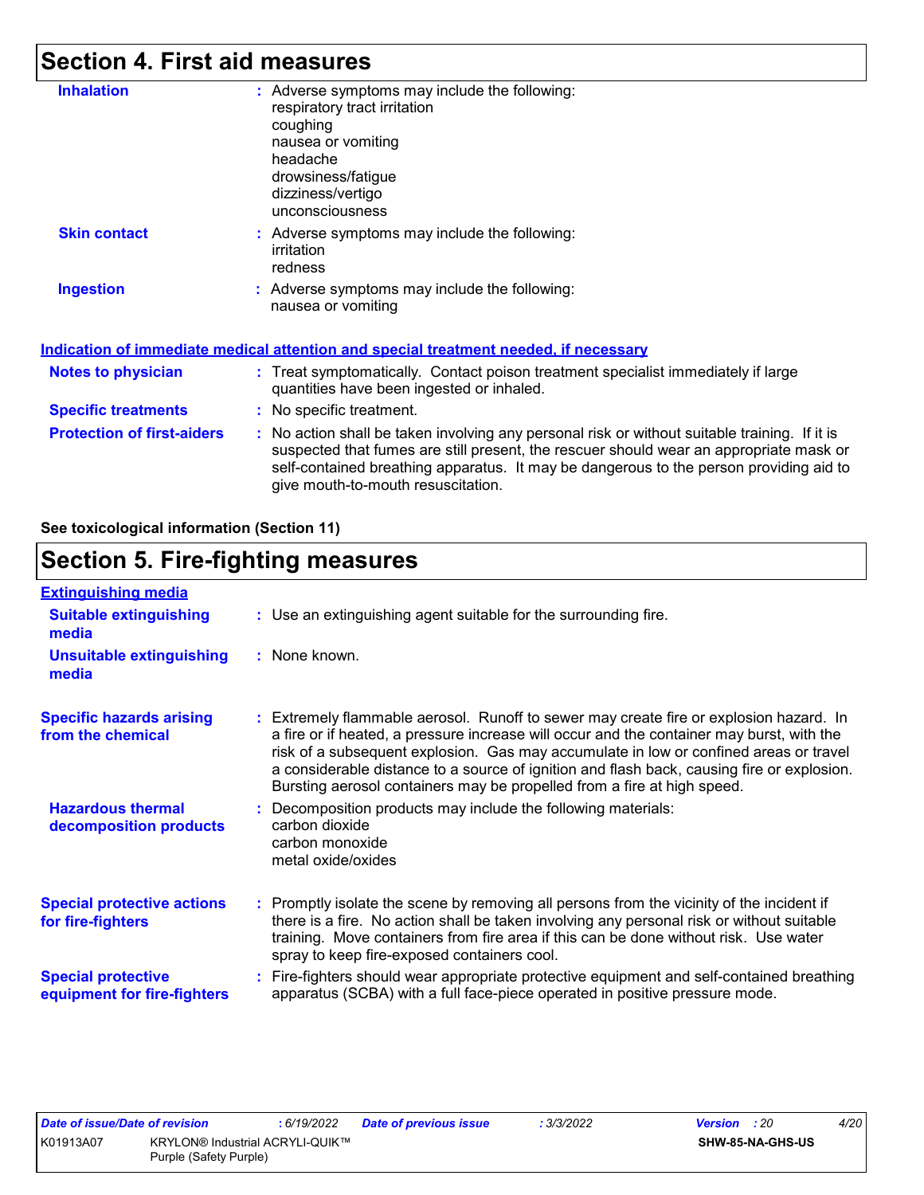## Section 4. First aid measures

**Inhalation** : Adverse symptoms may include the following:
respiratory tract irritation
coughing
nausea or vomiting
headache
drowsiness/fatigue
dizziness/vertigo
unconsciousness

**Skin contact** : Adverse symptoms may include the following:
irritation
redness

**Ingestion** : Adverse symptoms may include the following:
nausea or vomiting

### Indication of immediate medical attention and special treatment needed, if necessary

**Notes to physician** : Treat symptomatically. Contact poison treatment specialist immediately if large quantities have been ingested or inhaled.

**Specific treatments** : No specific treatment.

**Protection of first-aiders** : No action shall be taken involving any personal risk or without suitable training. If it is suspected that fumes are still present, the rescuer should wear an appropriate mask or self-contained breathing apparatus. It may be dangerous to the person providing aid to give mouth-to-mouth resuscitation.

**See toxicological information (Section 11)**

## Section 5. Fire-fighting measures

### Extinguishing media

**Suitable extinguishing media** : Use an extinguishing agent suitable for the surrounding fire.

**Unsuitable extinguishing media** : None known.

**Specific hazards arising from the chemical** : Extremely flammable aerosol. Runoff to sewer may create fire or explosion hazard. In a fire or if heated, a pressure increase will occur and the container may burst, with the risk of a subsequent explosion. Gas may accumulate in low or confined areas or travel a considerable distance to a source of ignition and flash back, causing fire or explosion. Bursting aerosol containers may be propelled from a fire at high speed.

**Hazardous thermal decomposition products** : Decomposition products may include the following materials:
carbon dioxide
carbon monoxide
metal oxide/oxides

**Special protective actions for fire-fighters** : Promptly isolate the scene by removing all persons from the vicinity of the incident if there is a fire. No action shall be taken involving any personal risk or without suitable training. Move containers from fire area if this can be done without risk. Use water spray to keep fire-exposed containers cool.

**Special protective equipment for fire-fighters** : Fire-fighters should wear appropriate protective equipment and self-contained breathing apparatus (SCBA) with a full face-piece operated in positive pressure mode.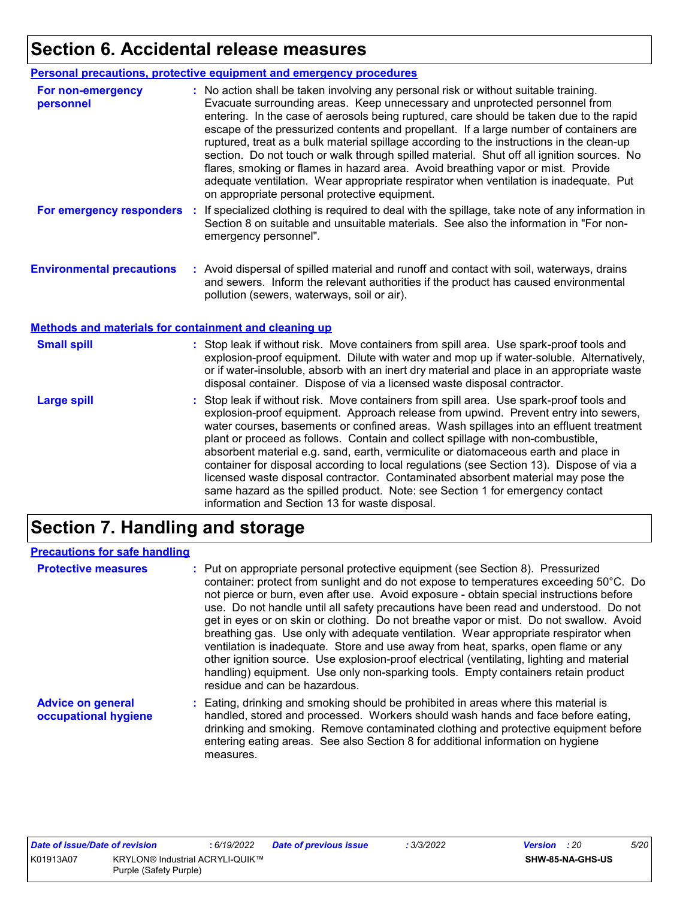# Section 6. Accidental release measures

## Personal precautions, protective equipment and emergency procedures

**For non-emergency personnel** : No action shall be taken involving any personal risk or without suitable training. Evacuate surrounding areas. Keep unnecessary and unprotected personnel from entering. In the case of aerosols being ruptured, care should be taken due to the rapid escape of the pressurized contents and propellant. If a large number of containers are ruptured, treat as a bulk material spillage according to the instructions in the clean-up section. Do not touch or walk through spilled material. Shut off all ignition sources. No flares, smoking or flames in hazard area. Avoid breathing vapor or mist. Provide adequate ventilation. Wear appropriate respirator when ventilation is inadequate. Put on appropriate personal protective equipment.

**For emergency responders** : If specialized clothing is required to deal with the spillage, take note of any information in Section 8 on suitable and unsuitable materials. See also the information in "For non-emergency personnel".

**Environmental precautions** : Avoid dispersal of spilled material and runoff and contact with soil, waterways, drains and sewers. Inform the relevant authorities if the product has caused environmental pollution (sewers, waterways, soil or air).

## Methods and materials for containment and cleaning up

**Small spill** : Stop leak if without risk. Move containers from spill area. Use spark-proof tools and explosion-proof equipment. Dilute with water and mop up if water-soluble. Alternatively, or if water-insoluble, absorb with an inert dry material and place in an appropriate waste disposal container. Dispose of via a licensed waste disposal contractor.

**Large spill** : Stop leak if without risk. Move containers from spill area. Use spark-proof tools and explosion-proof equipment. Approach release from upwind. Prevent entry into sewers, water courses, basements or confined areas. Wash spillages into an effluent treatment plant or proceed as follows. Contain and collect spillage with non-combustible, absorbent material e.g. sand, earth, vermiculite or diatomaceous earth and place in container for disposal according to local regulations (see Section 13). Dispose of via a licensed waste disposal contractor. Contaminated absorbent material may pose the same hazard as the spilled product. Note: see Section 1 for emergency contact information and Section 13 for waste disposal.

# Section 7. Handling and storage

## Precautions for safe handling

**Protective measures** : Put on appropriate personal protective equipment (see Section 8). Pressurized container: protect from sunlight and do not expose to temperatures exceeding 50°C. Do not pierce or burn, even after use. Avoid exposure - obtain special instructions before use. Do not handle until all safety precautions have been read and understood. Do not get in eyes or on skin or clothing. Do not breathe vapor or mist. Do not swallow. Avoid breathing gas. Use only with adequate ventilation. Wear appropriate respirator when ventilation is inadequate. Store and use away from heat, sparks, open flame or any other ignition source. Use explosion-proof electrical (ventilating, lighting and material handling) equipment. Use only non-sparking tools. Empty containers retain product residue and can be hazardous.

**Advice on general occupational hygiene** : Eating, drinking and smoking should be prohibited in areas where this material is handled, stored and processed. Workers should wash hands and face before eating, drinking and smoking. Remove contaminated clothing and protective equipment before entering eating areas. See also Section 8 for additional information on hygiene measures.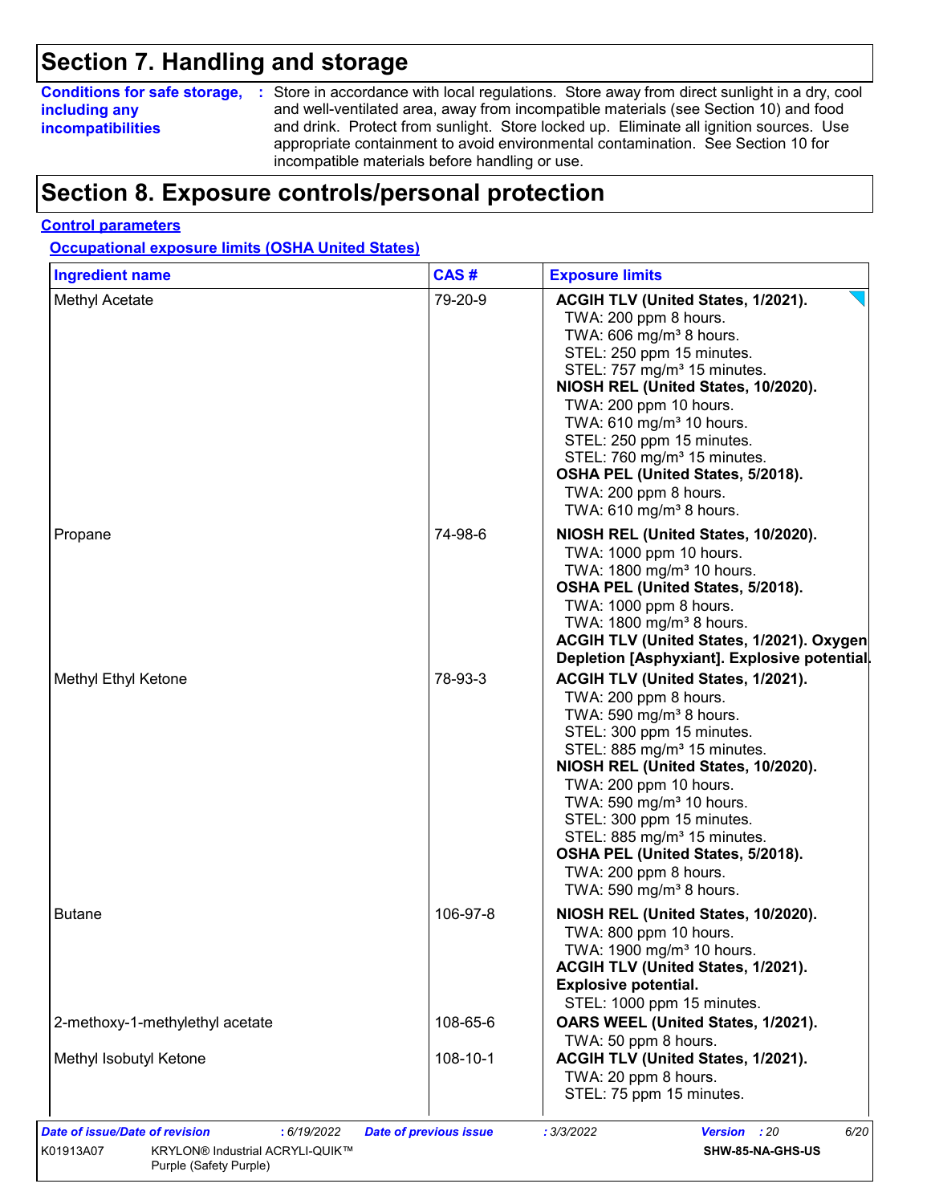## Section 7. Handling and storage

**Conditions for safe storage, including any incompatibilities** : Store in accordance with local regulations. Store away from direct sunlight in a dry, cool and well-ventilated area, away from incompatible materials (see Section 10) and food and drink. Protect from sunlight. Store locked up. Eliminate all ignition sources. Use appropriate containment to avoid environmental contamination. See Section 10 for incompatible materials before handling or use.

## Section 8. Exposure controls/personal protection

**Control parameters**

**Occupational exposure limits (OSHA United States)**

| Ingredient name | CAS # | Exposure limits |
| --- | --- | --- |
| Methyl Acetate | 79-20-9 | **ACGIH TLV (United States, 1/2021).**<br>TWA: 200 ppm 8 hours.<br>TWA: 606 mg/m³ 8 hours.<br>STEL: 250 ppm 15 minutes.<br>STEL: 757 mg/m³ 15 minutes.<br>**NIOSH REL (United States, 10/2020).**<br>TWA: 200 ppm 10 hours.<br>TWA: 610 mg/m³ 10 hours.<br>STEL: 250 ppm 15 minutes.<br>STEL: 760 mg/m³ 15 minutes.<br>**OSHA PEL (United States, 5/2018).**<br>TWA: 200 ppm 8 hours.<br>TWA: 610 mg/m³ 8 hours. |
| Propane | 74-98-6 | **NIOSH REL (United States, 10/2020).**<br>TWA: 1000 ppm 10 hours.<br>TWA: 1800 mg/m³ 10 hours.<br>**OSHA PEL (United States, 5/2018).**<br>TWA: 1000 ppm 8 hours.<br>TWA: 1800 mg/m³ 8 hours.<br>**ACGIH TLV (United States, 1/2021). Oxygen Depletion [Asphyxiant]. Explosive potential.** |
| Methyl Ethyl Ketone | 78-93-3 | **ACGIH TLV (United States, 1/2021).**<br>TWA: 200 ppm 8 hours.<br>TWA: 590 mg/m³ 8 hours.<br>STEL: 300 ppm 15 minutes.<br>STEL: 885 mg/m³ 15 minutes.<br>**NIOSH REL (United States, 10/2020).**<br>TWA: 200 ppm 10 hours.<br>TWA: 590 mg/m³ 10 hours.<br>STEL: 300 ppm 15 minutes.<br>STEL: 885 mg/m³ 15 minutes.<br>**OSHA PEL (United States, 5/2018).**<br>TWA: 200 ppm 8 hours.<br>TWA: 590 mg/m³ 8 hours. |
| Butane | 106-97-8 | **NIOSH REL (United States, 10/2020).**<br>TWA: 800 ppm 10 hours.<br>TWA: 1900 mg/m³ 10 hours.<br>**ACGIH TLV (United States, 1/2021). Explosive potential.**<br>STEL: 1000 ppm 15 minutes. |
| 2-methoxy-1-methylethyl acetate | 108-65-6 | **OARS WEEL (United States, 1/2021).**<br>TWA: 50 ppm 8 hours. |
| Methyl Isobutyl Ketone | 108-10-1 | **ACGIH TLV (United States, 1/2021).**<br>TWA: 20 ppm 8 hours.<br>STEL: 75 ppm 15 minutes. |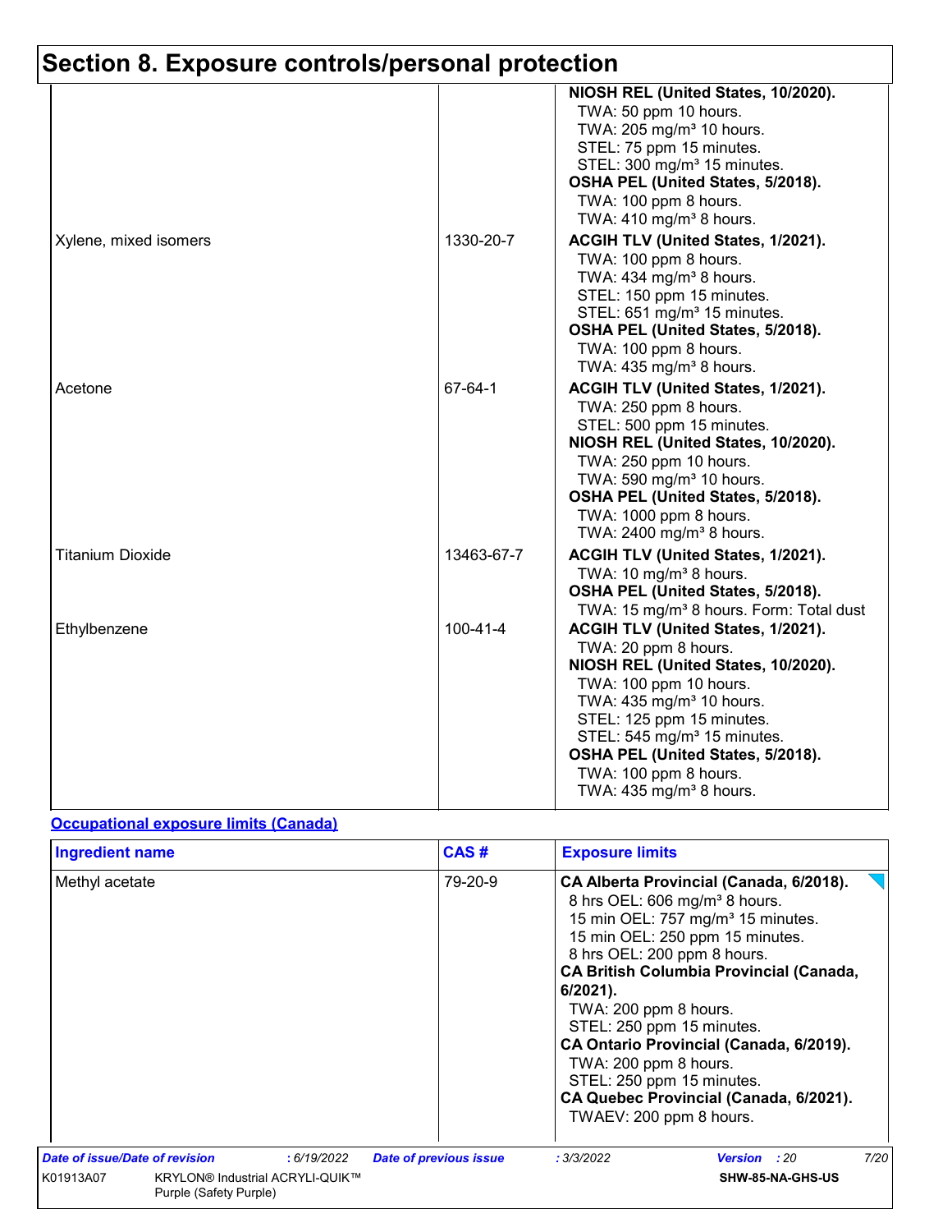# Section 8. Exposure controls/personal protection

| | | |
|---|---|---|
| | | **NIOSH REL (United States, 10/2020).**<br>TWA: 50 ppm 10 hours.<br>TWA: 205 mg/m³ 10 hours.<br>STEL: 75 ppm 15 minutes.<br>STEL: 300 mg/m³ 15 minutes.<br>**OSHA PEL (United States, 5/2018).**<br>TWA: 100 ppm 8 hours.<br>TWA: 410 mg/m³ 8 hours. |
| Xylene, mixed isomers | 1330-20-7 | **ACGIH TLV (United States, 1/2021).**<br>TWA: 100 ppm 8 hours.<br>TWA: 434 mg/m³ 8 hours.<br>STEL: 150 ppm 15 minutes.<br>STEL: 651 mg/m³ 15 minutes.<br>**OSHA PEL (United States, 5/2018).**<br>TWA: 100 ppm 8 hours.<br>TWA: 435 mg/m³ 8 hours. |
| Acetone | 67-64-1 | **ACGIH TLV (United States, 1/2021).**<br>TWA: 250 ppm 8 hours.<br>STEL: 500 ppm 15 minutes.<br>**NIOSH REL (United States, 10/2020).**<br>TWA: 250 ppm 10 hours.<br>TWA: 590 mg/m³ 10 hours.<br>**OSHA PEL (United States, 5/2018).**<br>TWA: 1000 ppm 8 hours.<br>TWA: 2400 mg/m³ 8 hours. |
| Titanium Dioxide | 13463-67-7 | **ACGIH TLV (United States, 1/2021).**<br>TWA: 10 mg/m³ 8 hours.<br>**OSHA PEL (United States, 5/2018).**<br>TWA: 15 mg/m³ 8 hours. Form: Total dust |
| Ethylbenzene | 100-41-4 | **ACGIH TLV (United States, 1/2021).**<br>TWA: 20 ppm 8 hours.<br>**NIOSH REL (United States, 10/2020).**<br>TWA: 100 ppm 10 hours.<br>TWA: 435 mg/m³ 10 hours.<br>STEL: 125 ppm 15 minutes.<br>STEL: 545 mg/m³ 15 minutes.<br>**OSHA PEL (United States, 5/2018).**<br>TWA: 100 ppm 8 hours.<br>TWA: 435 mg/m³ 8 hours. |

**Occupational exposure limits (Canada)**

| Ingredient name | CAS # | Exposure limits |
|---|---|---|
| Methyl acetate | 79-20-9 | **CA Alberta Provincial (Canada, 6/2018).**<br>8 hrs OEL: 606 mg/m³ 8 hours.<br>15 min OEL: 757 mg/m³ 15 minutes.<br>15 min OEL: 250 ppm 15 minutes.<br>8 hrs OEL: 200 ppm 8 hours.<br>**CA British Columbia Provincial (Canada, 6/2021).**<br>TWA: 200 ppm 8 hours.<br>STEL: 250 ppm 15 minutes.<br>**CA Ontario Provincial (Canada, 6/2019).**<br>TWA: 200 ppm 8 hours.<br>STEL: 250 ppm 15 minutes.<br>**CA Quebec Provincial (Canada, 6/2021).**<br>TWAEV: 200 ppm 8 hours. |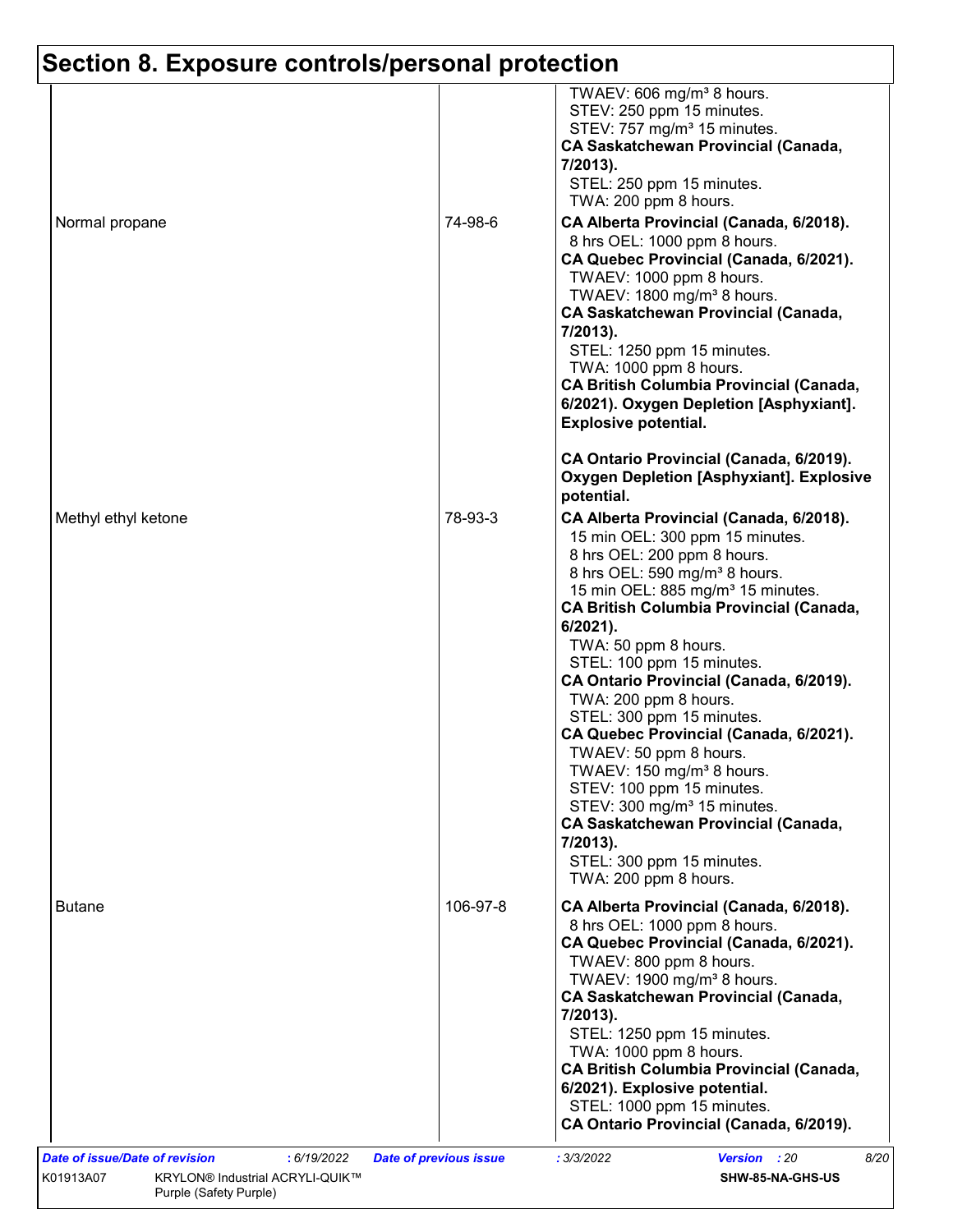# Section 8. Exposure controls/personal protection

| | | |
|---|---|---|
| | | TWAEV: 606 mg/m³ 8 hours.<br>STEV: 250 ppm 15 minutes.<br>STEV: 757 mg/m³ 15 minutes.<br>**CA Saskatchewan Provincial (Canada, 7/2013).**<br>STEL: 250 ppm 15 minutes.<br>TWA: 200 ppm 8 hours. |
| Normal propane | 74-98-6 | **CA Alberta Provincial (Canada, 6/2018).**<br>8 hrs OEL: 1000 ppm 8 hours.<br>**CA Quebec Provincial (Canada, 6/2021).**<br>TWAEV: 1000 ppm 8 hours.<br>TWAEV: 1800 mg/m³ 8 hours.<br>**CA Saskatchewan Provincial (Canada, 7/2013).**<br>STEL: 1250 ppm 15 minutes.<br>TWA: 1000 ppm 8 hours.<br>**CA British Columbia Provincial (Canada, 6/2021). Oxygen Depletion [Asphyxiant]. Explosive potential.**<br><br>**CA Ontario Provincial (Canada, 6/2019). Oxygen Depletion [Asphyxiant]. Explosive potential.** |
| Methyl ethyl ketone | 78-93-3 | **CA Alberta Provincial (Canada, 6/2018).**<br>15 min OEL: 300 ppm 15 minutes.<br>8 hrs OEL: 200 ppm 8 hours.<br>8 hrs OEL: 590 mg/m³ 8 hours.<br>15 min OEL: 885 mg/m³ 15 minutes.<br>**CA British Columbia Provincial (Canada, 6/2021).**<br>TWA: 50 ppm 8 hours.<br>STEL: 100 ppm 15 minutes.<br>**CA Ontario Provincial (Canada, 6/2019).**<br>TWA: 200 ppm 8 hours.<br>STEL: 300 ppm 15 minutes.<br>**CA Quebec Provincial (Canada, 6/2021).**<br>TWAEV: 50 ppm 8 hours.<br>TWAEV: 150 mg/m³ 8 hours.<br>STEV: 100 ppm 15 minutes.<br>STEV: 300 mg/m³ 15 minutes.<br>**CA Saskatchewan Provincial (Canada, 7/2013).**<br>STEL: 300 ppm 15 minutes.<br>TWA: 200 ppm 8 hours. |
| Butane | 106-97-8 | **CA Alberta Provincial (Canada, 6/2018).**<br>8 hrs OEL: 1000 ppm 8 hours.<br>**CA Quebec Provincial (Canada, 6/2021).**<br>TWAEV: 800 ppm 8 hours.<br>TWAEV: 1900 mg/m³ 8 hours.<br>**CA Saskatchewan Provincial (Canada, 7/2013).**<br>STEL: 1250 ppm 15 minutes.<br>TWA: 1000 ppm 8 hours.<br>**CA British Columbia Provincial (Canada, 6/2021). Explosive potential.**<br>STEL: 1000 ppm 15 minutes.<br>**CA Ontario Provincial (Canada, 6/2019).** |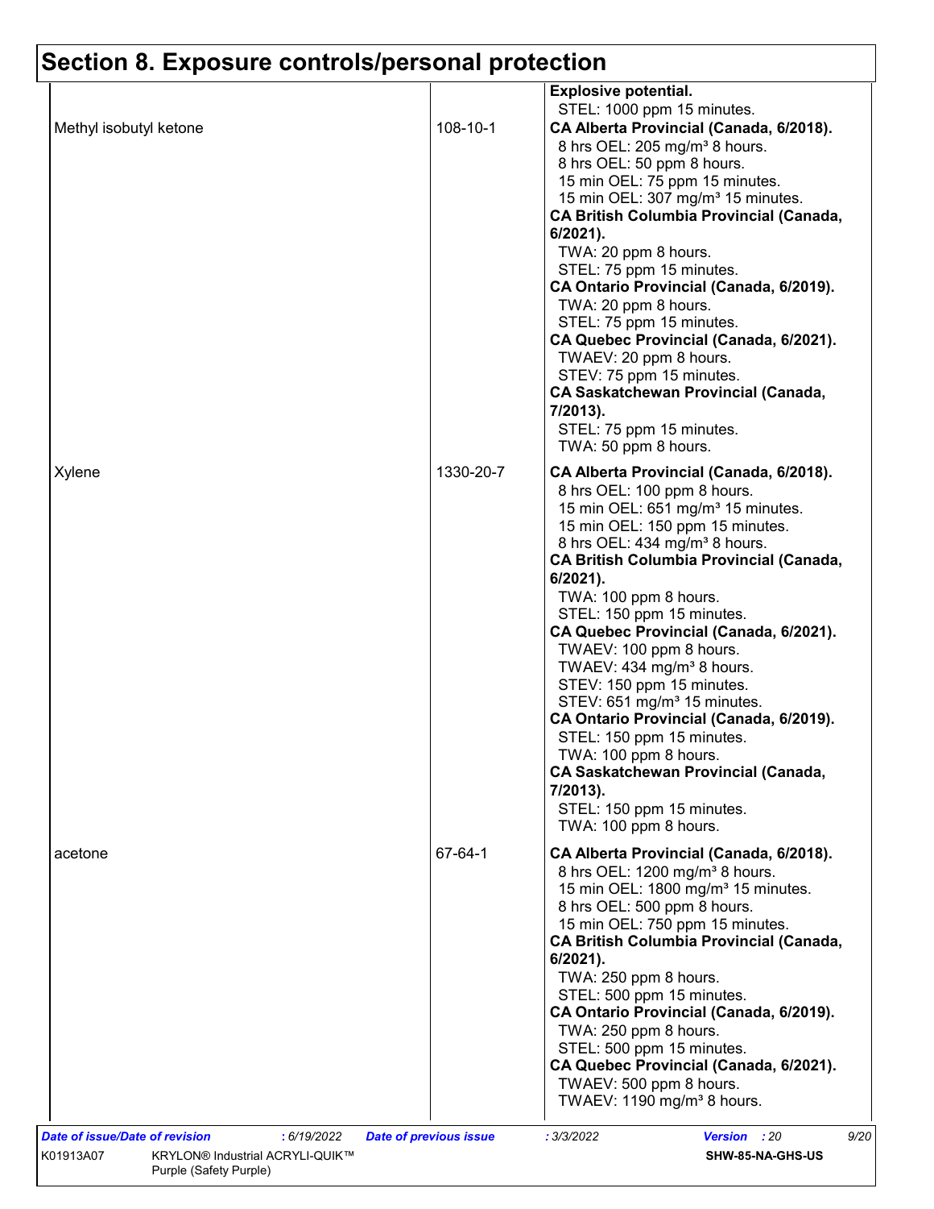# Section 8. Exposure controls/personal protection

| | | |
|---|---|---|
| | | **Explosive potential.**<br>STEL: 1000 ppm 15 minutes. |
| Methyl isobutyl ketone | 108-10-1 | **CA Alberta Provincial (Canada, 6/2018).**<br>8 hrs OEL: 205 mg/m³ 8 hours.<br>8 hrs OEL: 50 ppm 8 hours.<br>15 min OEL: 75 ppm 15 minutes.<br>15 min OEL: 307 mg/m³ 15 minutes.<br>**CA British Columbia Provincial (Canada, 6/2021).**<br>TWA: 20 ppm 8 hours.<br>STEL: 75 ppm 15 minutes.<br>**CA Ontario Provincial (Canada, 6/2019).**<br>TWA: 20 ppm 8 hours.<br>STEL: 75 ppm 15 minutes.<br>**CA Quebec Provincial (Canada, 6/2021).**<br>TWAEV: 20 ppm 8 hours.<br>STEV: 75 ppm 15 minutes.<br>**CA Saskatchewan Provincial (Canada, 7/2013).**<br>STEL: 75 ppm 15 minutes.<br>TWA: 50 ppm 8 hours. |
| Xylene | 1330-20-7 | **CA Alberta Provincial (Canada, 6/2018).**<br>8 hrs OEL: 100 ppm 8 hours.<br>15 min OEL: 651 mg/m³ 15 minutes.<br>15 min OEL: 150 ppm 15 minutes.<br>8 hrs OEL: 434 mg/m³ 8 hours.<br>**CA British Columbia Provincial (Canada, 6/2021).**<br>TWA: 100 ppm 8 hours.<br>STEL: 150 ppm 15 minutes.<br>**CA Quebec Provincial (Canada, 6/2021).**<br>TWAEV: 100 ppm 8 hours.<br>TWAEV: 434 mg/m³ 8 hours.<br>STEV: 150 ppm 15 minutes.<br>STEV: 651 mg/m³ 15 minutes.<br>**CA Ontario Provincial (Canada, 6/2019).**<br>STEL: 150 ppm 15 minutes.<br>TWA: 100 ppm 8 hours.<br>**CA Saskatchewan Provincial (Canada, 7/2013).**<br>STEL: 150 ppm 15 minutes.<br>TWA: 100 ppm 8 hours. |
| acetone | 67-64-1 | **CA Alberta Provincial (Canada, 6/2018).**<br>8 hrs OEL: 1200 mg/m³ 8 hours.<br>15 min OEL: 1800 mg/m³ 15 minutes.<br>8 hrs OEL: 500 ppm 8 hours.<br>15 min OEL: 750 ppm 15 minutes.<br>**CA British Columbia Provincial (Canada, 6/2021).**<br>TWA: 250 ppm 8 hours.<br>STEL: 500 ppm 15 minutes.<br>**CA Ontario Provincial (Canada, 6/2019).**<br>TWA: 250 ppm 8 hours.<br>STEL: 500 ppm 15 minutes.<br>**CA Quebec Provincial (Canada, 6/2021).**<br>TWAEV: 500 ppm 8 hours.<br>TWAEV: 1190 mg/m³ 8 hours. |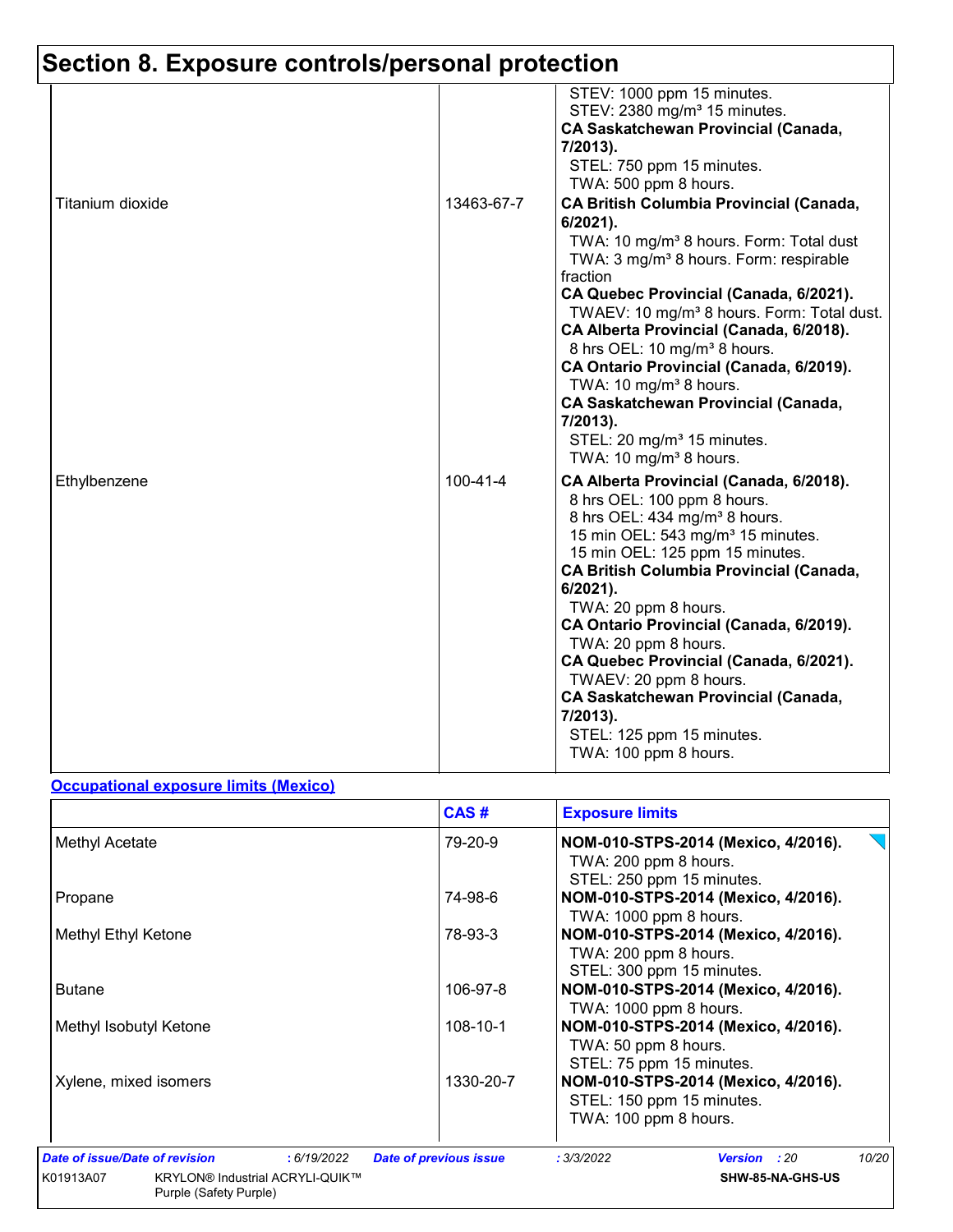# Section 8. Exposure controls/personal protection

| | | |
|---|---|---|
| | | STEV: 1000 ppm 15 minutes.<br>STEV: 2380 mg/m³ 15 minutes.<br>**CA Saskatchewan Provincial (Canada, 7/2013).**<br>STEL: 750 ppm 15 minutes.<br>TWA: 500 ppm 8 hours. |
| Titanium dioxide | 13463-67-7 | **CA British Columbia Provincial (Canada, 6/2021).**<br>TWA: 10 mg/m³ 8 hours. Form: Total dust<br>TWA: 3 mg/m³ 8 hours. Form: respirable fraction<br>**CA Quebec Provincial (Canada, 6/2021).**<br>TWAEV: 10 mg/m³ 8 hours. Form: Total dust.<br>**CA Alberta Provincial (Canada, 6/2018).**<br>8 hrs OEL: 10 mg/m³ 8 hours.<br>**CA Ontario Provincial (Canada, 6/2019).**<br>TWA: 10 mg/m³ 8 hours.<br>**CA Saskatchewan Provincial (Canada, 7/2013).**<br>STEL: 20 mg/m³ 15 minutes.<br>TWA: 10 mg/m³ 8 hours. |
| Ethylbenzene | 100-41-4 | **CA Alberta Provincial (Canada, 6/2018).**<br>8 hrs OEL: 100 ppm 8 hours.<br>8 hrs OEL: 434 mg/m³ 8 hours.<br>15 min OEL: 543 mg/m³ 15 minutes.<br>15 min OEL: 125 ppm 15 minutes.<br>**CA British Columbia Provincial (Canada, 6/2021).**<br>TWA: 20 ppm 8 hours.<br>**CA Ontario Provincial (Canada, 6/2019).**<br>TWA: 20 ppm 8 hours.<br>**CA Quebec Provincial (Canada, 6/2021).**<br>TWAEV: 20 ppm 8 hours.<br>**CA Saskatchewan Provincial (Canada, 7/2013).**<br>STEL: 125 ppm 15 minutes.<br>TWA: 100 ppm 8 hours. |

**Occupational exposure limits (Mexico)**

| | CAS # | Exposure limits |
|---|---|---|
| Methyl Acetate | 79-20-9 | **NOM-010-STPS-2014 (Mexico, 4/2016).**<br>TWA: 200 ppm 8 hours.<br>STEL: 250 ppm 15 minutes. |
| Propane | 74-98-6 | **NOM-010-STPS-2014 (Mexico, 4/2016).**<br>TWA: 1000 ppm 8 hours. |
| Methyl Ethyl Ketone | 78-93-3 | **NOM-010-STPS-2014 (Mexico, 4/2016).**<br>TWA: 200 ppm 8 hours.<br>STEL: 300 ppm 15 minutes. |
| Butane | 106-97-8 | **NOM-010-STPS-2014 (Mexico, 4/2016).**<br>TWA: 1000 ppm 8 hours. |
| Methyl Isobutyl Ketone | 108-10-1 | **NOM-010-STPS-2014 (Mexico, 4/2016).**<br>TWA: 50 ppm 8 hours.<br>STEL: 75 ppm 15 minutes. |
| Xylene, mixed isomers | 1330-20-7 | **NOM-010-STPS-2014 (Mexico, 4/2016).**<br>STEL: 150 ppm 15 minutes.<br>TWA: 100 ppm 8 hours. |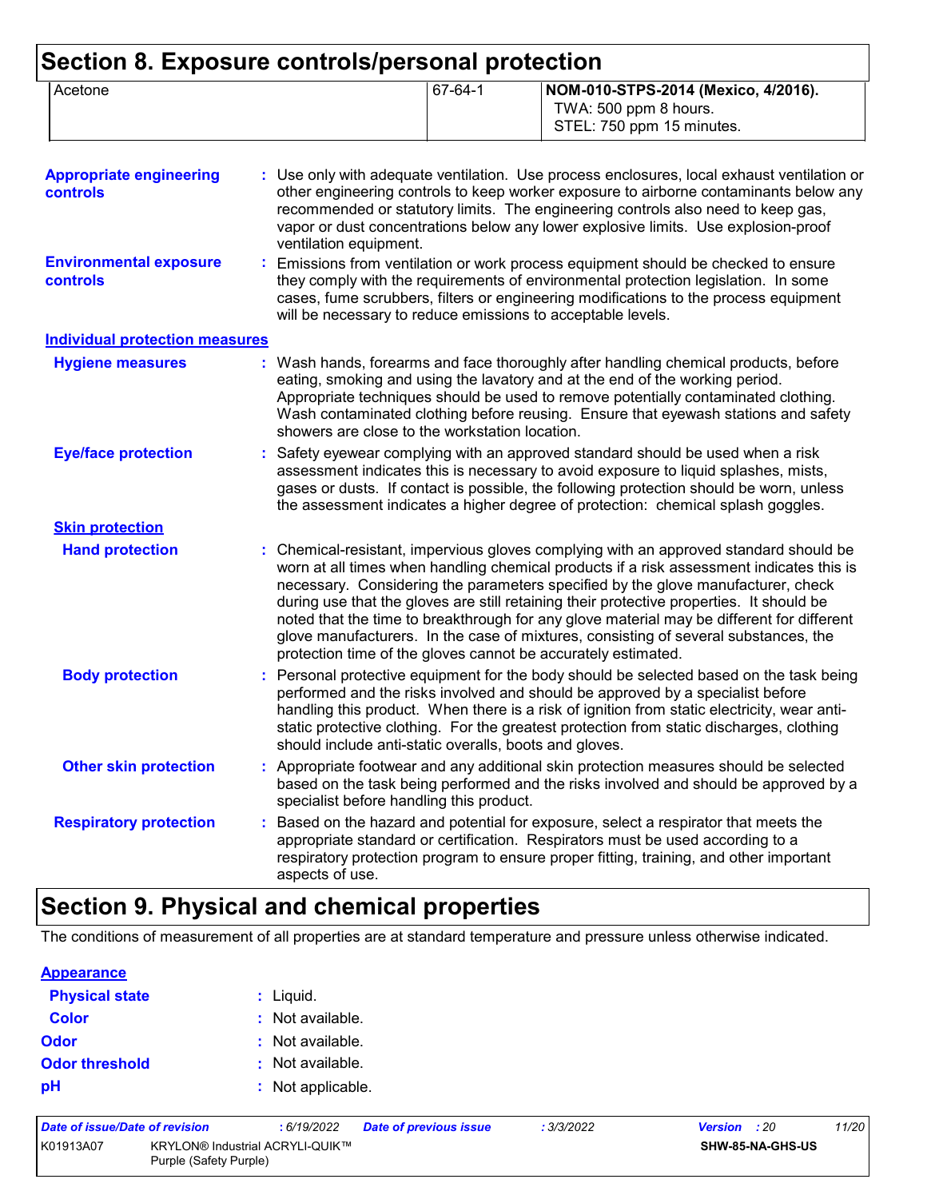# Section 8. Exposure controls/personal protection

| Acetone | 67-64-1 | **NOM-010-STPS-2014 (Mexico, 4/2016).**<br>TWA: 500 ppm 8 hours.<br>STEL: 750 ppm 15 minutes. |
|---|---|---|

**Appropriate engineering controls** : Use only with adequate ventilation. Use process enclosures, local exhaust ventilation or other engineering controls to keep worker exposure to airborne contaminants below any recommended or statutory limits. The engineering controls also need to keep gas, vapor or dust concentrations below any lower explosive limits. Use explosion-proof ventilation equipment.

**Environmental exposure controls** : Emissions from ventilation or work process equipment should be checked to ensure they comply with the requirements of environmental protection legislation. In some cases, fume scrubbers, filters or engineering modifications to the process equipment will be necessary to reduce emissions to acceptable levels.

**Individual protection measures**

**Hygiene measures** : Wash hands, forearms and face thoroughly after handling chemical products, before eating, smoking and using the lavatory and at the end of the working period. Appropriate techniques should be used to remove potentially contaminated clothing. Wash contaminated clothing before reusing. Ensure that eyewash stations and safety showers are close to the workstation location.

**Eye/face protection** : Safety eyewear complying with an approved standard should be used when a risk assessment indicates this is necessary to avoid exposure to liquid splashes, mists, gases or dusts. If contact is possible, the following protection should be worn, unless the assessment indicates a higher degree of protection: chemical splash goggles.

**Skin protection**

**Hand protection** : Chemical-resistant, impervious gloves complying with an approved standard should be worn at all times when handling chemical products if a risk assessment indicates this is necessary. Considering the parameters specified by the glove manufacturer, check during use that the gloves are still retaining their protective properties. It should be noted that the time to breakthrough for any glove material may be different for different glove manufacturers. In the case of mixtures, consisting of several substances, the protection time of the gloves cannot be accurately estimated.

**Body protection** : Personal protective equipment for the body should be selected based on the task being performed and the risks involved and should be approved by a specialist before handling this product. When there is a risk of ignition from static electricity, wear anti-static protective clothing. For the greatest protection from static discharges, clothing should include anti-static overalls, boots and gloves.

**Other skin protection** : Appropriate footwear and any additional skin protection measures should be selected based on the task being performed and the risks involved and should be approved by a specialist before handling this product.

**Respiratory protection** : Based on the hazard and potential for exposure, select a respirator that meets the appropriate standard or certification. Respirators must be used according to a respiratory protection program to ensure proper fitting, training, and other important aspects of use.

# Section 9. Physical and chemical properties

The conditions of measurement of all properties are at standard temperature and pressure unless otherwise indicated.

**Appearance**

**Physical state** : Liquid.

**Color** : Not available.

**Odor** : Not available.

**Odor threshold** : Not available.

**pH** : Not applicable.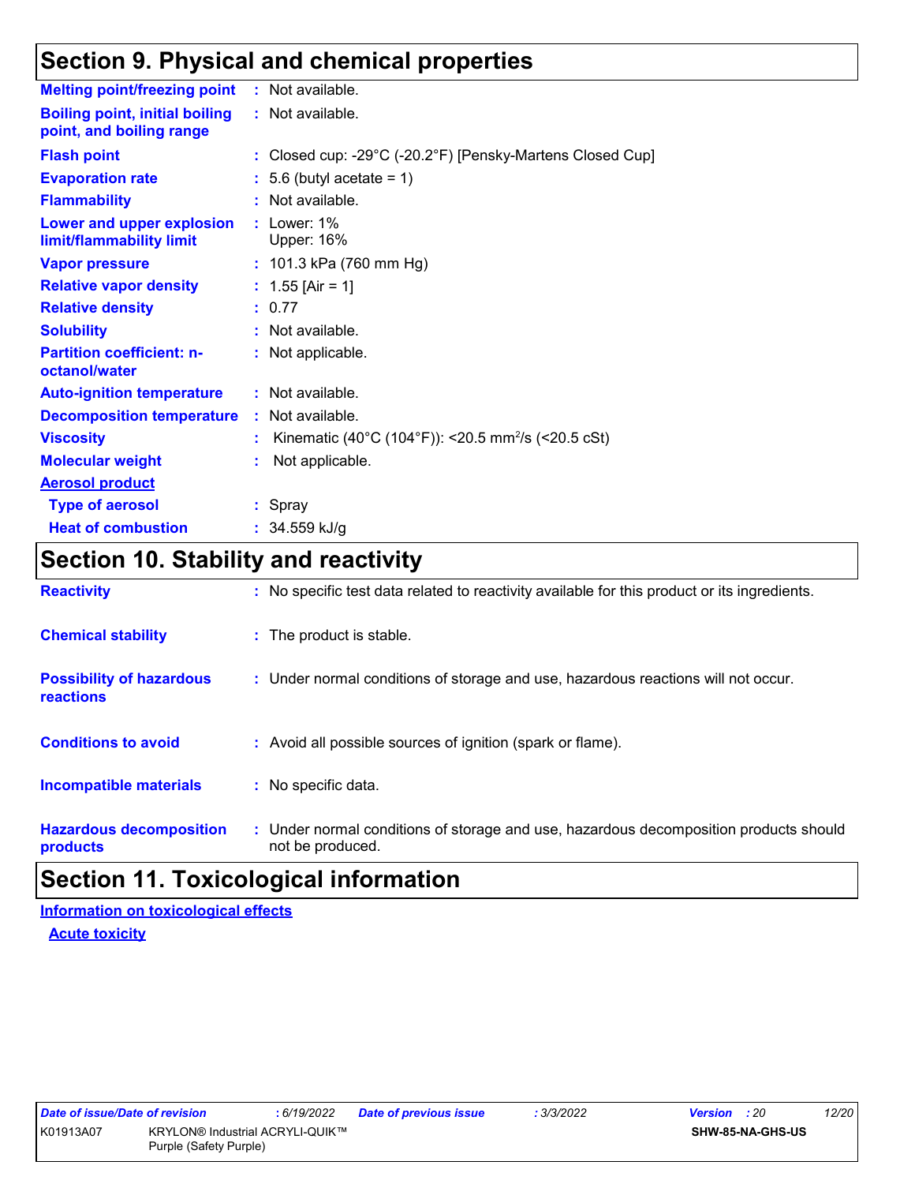## Section 9. Physical and chemical properties

| | |
|---|---|
| **Melting point/freezing point** | : Not available. |
| **Boiling point, initial boiling point, and boiling range** | : Not available. |
| **Flash point** | : Closed cup: -29°C (-20.2°F) [Pensky-Martens Closed Cup] |
| **Evaporation rate** | : 5.6 (butyl acetate = 1) |
| **Flammability** | : Not available. |
| **Lower and upper explosion limit/flammability limit** | : Lower: 1%<br>Upper: 16% |
| **Vapor pressure** | : 101.3 kPa (760 mm Hg) |
| **Relative vapor density** | : 1.55 [Air = 1] |
| **Relative density** | : 0.77 |
| **Solubility** | : Not available. |
| **Partition coefficient: n-octanol/water** | : Not applicable. |
| **Auto-ignition temperature** | : Not available. |
| **Decomposition temperature** | : Not available. |
| **Viscosity** | : Kinematic (40°C (104°F)): <20.5 $mm^2/s$ (<20.5 cSt) |
| **Molecular weight** | : Not applicable. |
| **Aerosol product** | |
| **Type of aerosol** | : Spray |
| **Heat of combustion** | : 34.559 kJ/g |

## Section 10. Stability and reactivity

| | |
|---|---|
| **Reactivity** | : No specific test data related to reactivity available for this product or its ingredients. |
| **Chemical stability** | : The product is stable. |
| **Possibility of hazardous reactions** | : Under normal conditions of storage and use, hazardous reactions will not occur. |
| **Conditions to avoid** | : Avoid all possible sources of ignition (spark or flame). |
| **Incompatible materials** | : No specific data. |
| **Hazardous decomposition products** | : Under normal conditions of storage and use, hazardous decomposition products should not be produced. |

## Section 11. Toxicological information

**Information on toxicological effects**

**Acute toxicity**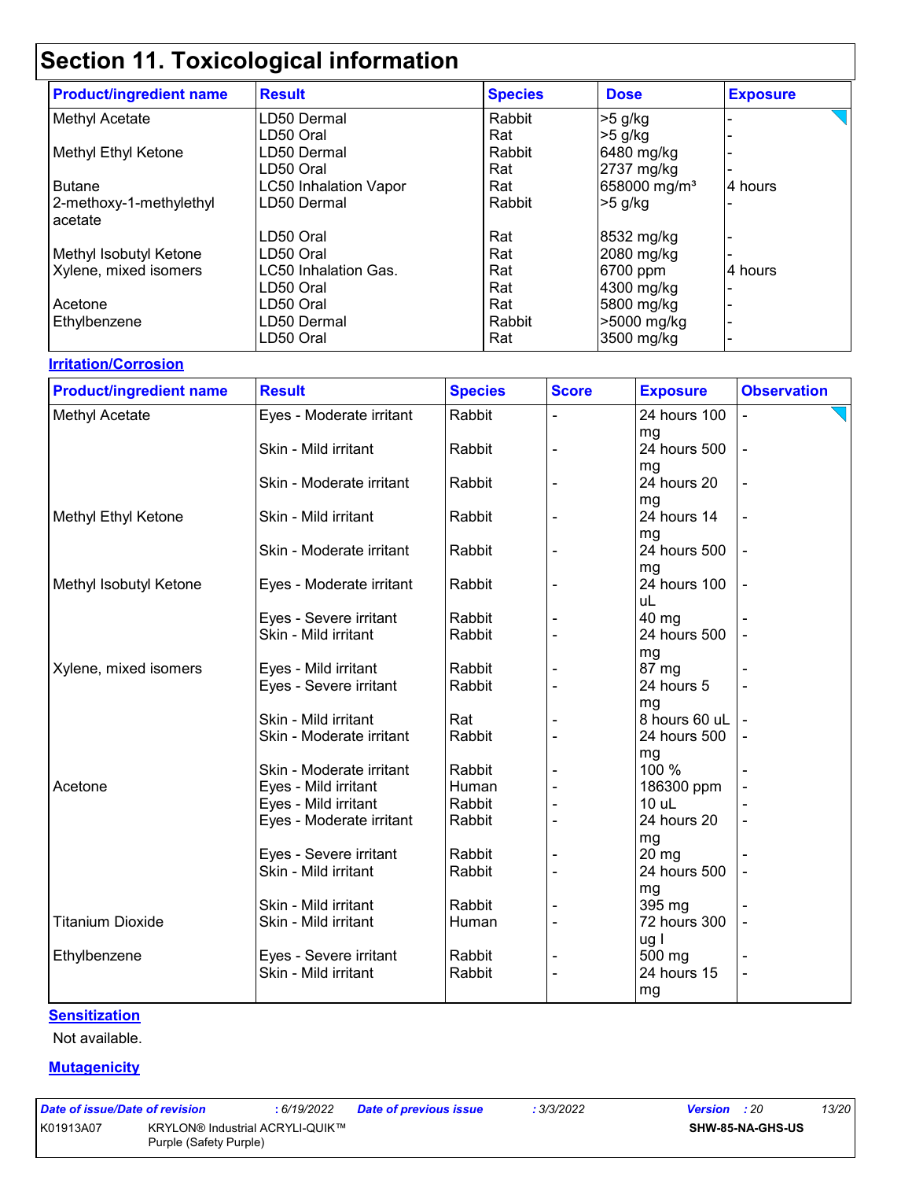# Section 11. Toxicological information

| Product/ingredient name | Result | Species | Dose | Exposure |
|---|---|---|---|---|
| Methyl Acetate | LD50 Dermal | Rabbit | >5 g/kg | - |
| | LD50 Oral | Rat | >5 g/kg | - |
| Methyl Ethyl Ketone | LD50 Dermal | Rabbit | 6480 mg/kg | - |
| | LD50 Oral | Rat | 2737 mg/kg | - |
| Butane | LC50 Inhalation Vapor | Rat | 658000 mg/m³ | 4 hours |
| 2-methoxy-1-methylethyl acetate | LD50 Dermal | Rabbit | >5 g/kg | - |
| | LD50 Oral | Rat | 8532 mg/kg | - |
| Methyl Isobutyl Ketone | LD50 Oral | Rat | 2080 mg/kg | - |
| Xylene, mixed isomers | LC50 Inhalation Gas. | Rat | 6700 ppm | 4 hours |
| | LD50 Oral | Rat | 4300 mg/kg | - |
| Acetone | LD50 Oral | Rat | 5800 mg/kg | - |
| Ethylbenzene | LD50 Dermal | Rabbit | >5000 mg/kg | - |
| | LD50 Oral | Rat | 3500 mg/kg | - |

**Irritation/Corrosion**

| Product/ingredient name | Result | Species | Score | Exposure | Observation |
|---|---|---|---|---|---|
| Methyl Acetate | Eyes - Moderate irritant | Rabbit | - | 24 hours 100 mg | - |
| | Skin - Mild irritant | Rabbit | - | 24 hours 500 mg | - |
| | Skin - Moderate irritant | Rabbit | - | 24 hours 20 mg | - |
| Methyl Ethyl Ketone | Skin - Mild irritant | Rabbit | - | 24 hours 14 mg | - |
| | Skin - Moderate irritant | Rabbit | - | 24 hours 500 mg | - |
| Methyl Isobutyl Ketone | Eyes - Moderate irritant | Rabbit | - | 24 hours 100 uL | - |
| | Eyes - Severe irritant | Rabbit | - | 40 mg | - |
| | Skin - Mild irritant | Rabbit | - | 24 hours 500 mg | - |
| Xylene, mixed isomers | Eyes - Mild irritant | Rabbit | - | 87 mg | - |
| | Eyes - Severe irritant | Rabbit | - | 24 hours 5 mg | - |
| | Skin - Mild irritant | Rat | - | 8 hours 60 uL | - |
| | Skin - Moderate irritant | Rabbit | - | 24 hours 500 mg | - |
| | Skin - Moderate irritant | Rabbit | - | 100 % | - |
| Acetone | Eyes - Mild irritant | Human | - | 186300 ppm | - |
| | Eyes - Mild irritant | Rabbit | - | 10 uL | - |
| | Eyes - Moderate irritant | Rabbit | - | 24 hours 20 mg | - |
| | Eyes - Severe irritant | Rabbit | - | 20 mg | - |
| | Skin - Mild irritant | Rabbit | - | 24 hours 500 mg | - |
| | Skin - Mild irritant | Rabbit | - | 395 mg | - |
| Titanium Dioxide | Skin - Mild irritant | Human | - | 72 hours 300 ug I | - |
| Ethylbenzene | Eyes - Severe irritant | Rabbit | - | 500 mg | - |
| | Skin - Mild irritant | Rabbit | - | 24 hours 15 mg | - |

**Sensitization**

Not available.

**Mutagenicity**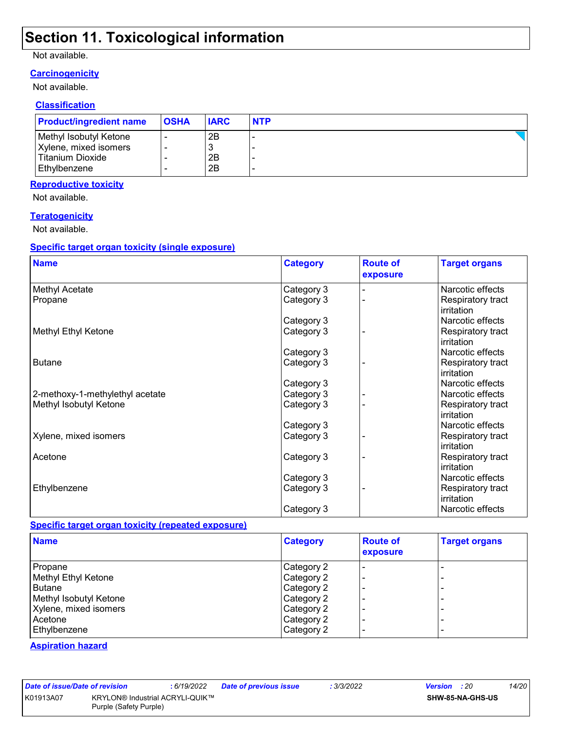## Section 11. Toxicological information

Not available.

### Carcinogenicity

Not available.

#### Classification

| Product/ingredient name | OSHA | IARC | NTP |
|---|---|---|---|
| Methyl Isobutyl Ketone | - | 2B | - |
| Xylene, mixed isomers | - | 3 | - |
| Titanium Dioxide | - | 2B | - |
| Ethylbenzene | - | 2B | - |

### Reproductive toxicity

Not available.

### Teratogenicity

Not available.

### Specific target organ toxicity (single exposure)

| Name | Category | Route of exposure | Target organs |
|---|---|---|---|
| Methyl Acetate | Category 3 | - | Narcotic effects |
| Propane | Category 3 | - | Respiratory tract irritation |
| | Category 3 | | Narcotic effects |
| Methyl Ethyl Ketone | Category 3 | - | Respiratory tract irritation |
| | Category 3 | | Narcotic effects |
| Butane | Category 3 | - | Respiratory tract irritation |
| | Category 3 | | Narcotic effects |
| 2-methoxy-1-methylethyl acetate | Category 3 | - | Narcotic effects |
| Methyl Isobutyl Ketone | Category 3 | - | Respiratory tract irritation |
| | Category 3 | | Narcotic effects |
| Xylene, mixed isomers | Category 3 | - | Respiratory tract irritation |
| Acetone | Category 3 | - | Respiratory tract irritation |
| | Category 3 | | Narcotic effects |
| Ethylbenzene | Category 3 | - | Respiratory tract irritation |
| | Category 3 | | Narcotic effects |

### Specific target organ toxicity (repeated exposure)

| Name | Category | Route of exposure | Target organs |
|---|---|---|---|
| Propane | Category 2 | - | - |
| Methyl Ethyl Ketone | Category 2 | - | - |
| Butane | Category 2 | - | - |
| Methyl Isobutyl Ketone | Category 2 | - | - |
| Xylene, mixed isomers | Category 2 | - | - |
| Acetone | Category 2 | - | - |
| Ethylbenzene | Category 2 | - | - |

### Aspiration hazard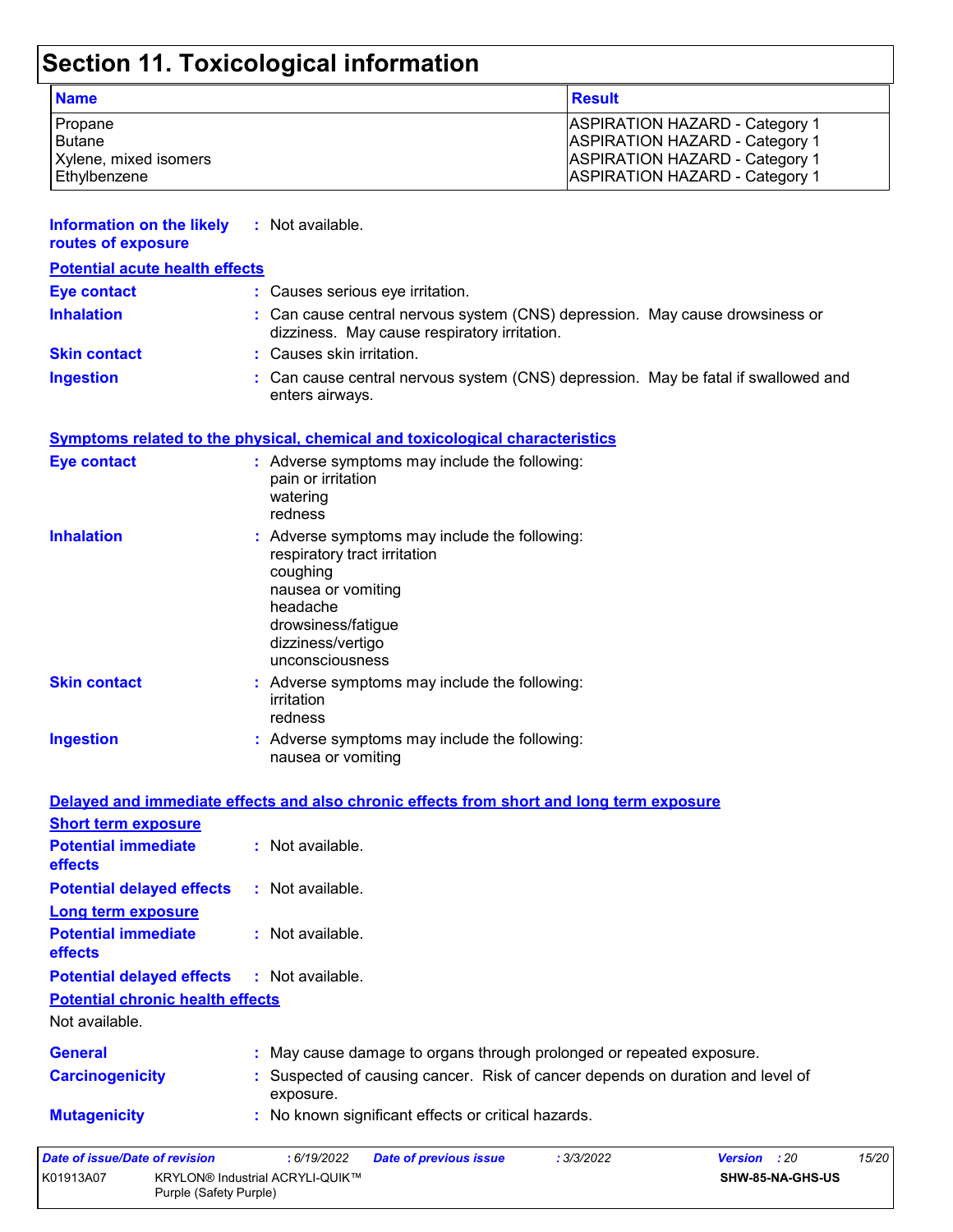# Section 11. Toxicological information

| Name | Result |
|---|---|
| Propane | ASPIRATION HAZARD - Category 1 |
| Butane | ASPIRATION HAZARD - Category 1 |
| Xylene, mixed isomers | ASPIRATION HAZARD - Category 1 |
| Ethylbenzene | ASPIRATION HAZARD - Category 1 |

**Information on the likely routes of exposure** : Not available.

**Potential acute health effects**

**Eye contact** : Causes serious eye irritation.

**Inhalation** : Can cause central nervous system (CNS) depression. May cause drowsiness or dizziness. May cause respiratory irritation.

**Skin contact** : Causes skin irritation.

**Ingestion** : Can cause central nervous system (CNS) depression. May be fatal if swallowed and enters airways.

**Symptoms related to the physical, chemical and toxicological characteristics**

**Eye contact** : Adverse symptoms may include the following:
pain or irritation
watering
redness

**Inhalation** : Adverse symptoms may include the following:
respiratory tract irritation
coughing
nausea or vomiting
headache
drowsiness/fatigue
dizziness/vertigo
unconsciousness

**Skin contact** : Adverse symptoms may include the following:
irritation
redness

**Ingestion** : Adverse symptoms may include the following:
nausea or vomiting

**Delayed and immediate effects and also chronic effects from short and long term exposure**

**Short term exposure**

**Potential immediate effects** : Not available.

**Potential delayed effects** : Not available.

**Long term exposure**

**Potential immediate effects** : Not available.

**Potential delayed effects** : Not available.

**Potential chronic health effects**

Not available.

**General** : May cause damage to organs through prolonged or repeated exposure.

**Carcinogenicity** : Suspected of causing cancer. Risk of cancer depends on duration and level of exposure.

**Mutagenicity** : No known significant effects or critical hazards.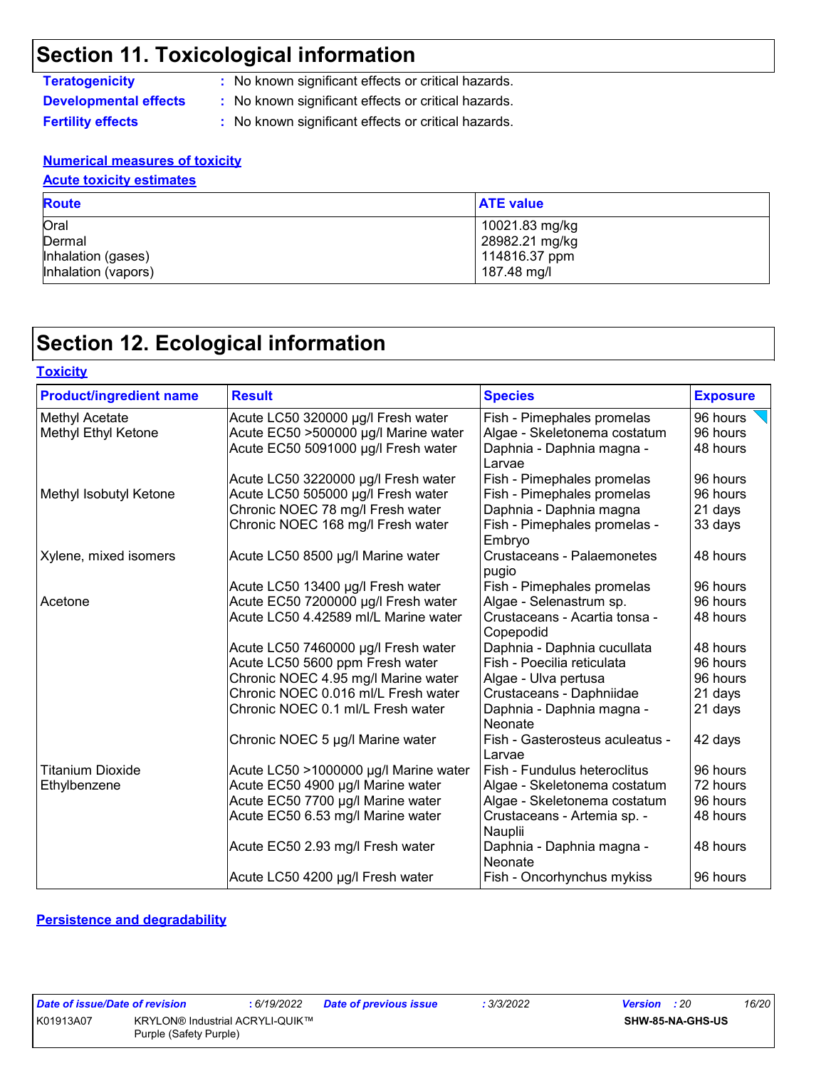## Section 11. Toxicological information

**Teratogenicity** : No known significant effects or critical hazards.

**Developmental effects** : No known significant effects or critical hazards.

**Fertility effects** : No known significant effects or critical hazards.

### Numerical measures of toxicity

#### Acute toxicity estimates

| Route | ATE value |
|---|---|
| Oral | 10021.83 mg/kg |
| Dermal | 28982.21 mg/kg |
| Inhalation (gases) | 114816.37 ppm |
| Inhalation (vapors) | 187.48 mg/l |

## Section 12. Ecological information

### Toxicity

| Product/ingredient name | Result | Species | Exposure |
|---|---|---|---|
| Methyl Acetate | Acute LC50 320000 µg/l Fresh water | Fish - Pimephales promelas | 96 hours |
| Methyl Ethyl Ketone | Acute EC50 >500000 µg/l Marine water | Algae - Skeletonema costatum | 96 hours |
| | Acute EC50 5091000 µg/l Fresh water | Daphnia - Daphnia magna - Larvae | 48 hours |
| | Acute LC50 3220000 µg/l Fresh water | Fish - Pimephales promelas | 96 hours |
| Methyl Isobutyl Ketone | Acute LC50 505000 µg/l Fresh water | Fish - Pimephales promelas | 96 hours |
| | Chronic NOEC 78 mg/l Fresh water | Daphnia - Daphnia magna | 21 days |
| | Chronic NOEC 168 mg/l Fresh water | Fish - Pimephales promelas - Embryo | 33 days |
| Xylene, mixed isomers | Acute LC50 8500 µg/l Marine water | Crustaceans - Palaemonetes pugio | 48 hours |
| | Acute LC50 13400 µg/l Fresh water | Fish - Pimephales promelas | 96 hours |
| Acetone | Acute EC50 7200000 µg/l Fresh water | Algae - Selenastrum sp. | 96 hours |
| | Acute LC50 4.42589 ml/L Marine water | Crustaceans - Acartia tonsa - Copepodid | 48 hours |
| | Acute LC50 7460000 µg/l Fresh water | Daphnia - Daphnia cucullata | 48 hours |
| | Acute LC50 5600 ppm Fresh water | Fish - Poecilia reticulata | 96 hours |
| | Chronic NOEC 4.95 mg/l Marine water | Algae - Ulva pertusa | 96 hours |
| | Chronic NOEC 0.016 ml/L Fresh water | Crustaceans - Daphniidae | 21 days |
| | Chronic NOEC 0.1 ml/L Fresh water | Daphnia - Daphnia magna - Neonate | 21 days |
| | Chronic NOEC 5 µg/l Marine water | Fish - Gasterosteus aculeatus - Larvae | 42 days |
| Titanium Dioxide | Acute LC50 >1000000 µg/l Marine water | Fish - Fundulus heteroclitus | 96 hours |
| Ethylbenzene | Acute EC50 4900 µg/l Marine water | Algae - Skeletonema costatum | 72 hours |
| | Acute EC50 7700 µg/l Marine water | Algae - Skeletonema costatum | 96 hours |
| | Acute EC50 6.53 mg/l Marine water | Crustaceans - Artemia sp. - Nauplii | 48 hours |
| | Acute EC50 2.93 mg/l Fresh water | Daphnia - Daphnia magna - Neonate | 48 hours |
| | Acute LC50 4200 µg/l Fresh water | Fish - Oncorhynchus mykiss | 96 hours |

### Persistence and degradability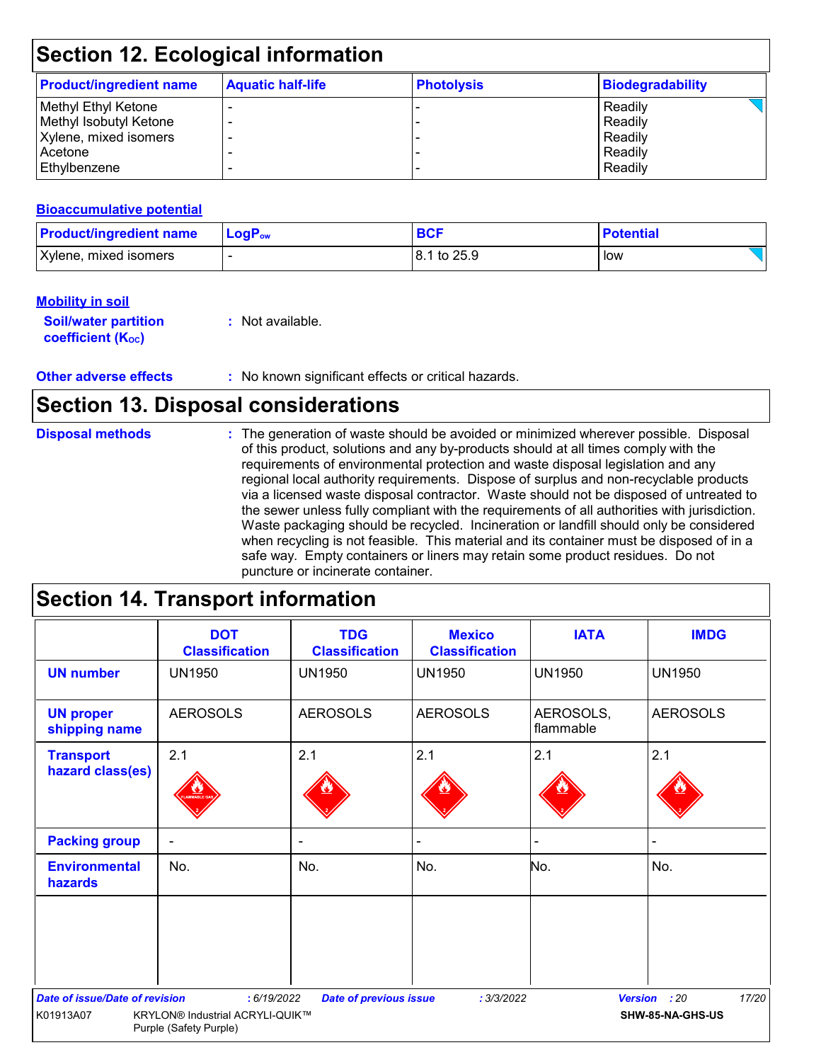## Section 12. Ecological information

| Product/ingredient name | Aquatic half-life | Photolysis | Biodegradability |
|---|---|---|---|
| Methyl Ethyl Ketone | - | - | Readily |
| Methyl Isobutyl Ketone | - | - | Readily |
| Xylene, mixed isomers | - | - | Readily |
| Acetone | - | - | Readily |
| Ethylbenzene | - | - | Readily |

**Bioaccumulative potential**

| Product/ingredient name | $LogP_{ow}$ | BCF | Potential |
|---|---|---|---|
| Xylene, mixed isomers | - | 8.1 to 25.9 | low |

**Mobility in soil**

**Soil/water partition coefficient ($K_{OC}$)** : Not available.

**Other adverse effects** : No known significant effects or critical hazards.

## Section 13. Disposal considerations

**Disposal methods** : The generation of waste should be avoided or minimized wherever possible. Disposal of this product, solutions and any by-products should at all times comply with the requirements of environmental protection and waste disposal legislation and any regional local authority requirements. Dispose of surplus and non-recyclable products via a licensed waste disposal contractor. Waste should not be disposed of untreated to the sewer unless fully compliant with the requirements of all authorities with jurisdiction. Waste packaging should be recycled. Incineration or landfill should only be considered when recycling is not feasible. This material and its container must be disposed of in a safe way. Empty containers or liners may retain some product residues. Do not puncture or incinerate container.

## Section 14. Transport information

| | DOT Classification | TDG Classification | Mexico Classification | IATA | IMDG |
|---|---|---|---|---|---|
| **UN number** | UN1950 | UN1950 | UN1950 | UN1950 | UN1950 |
| **UN proper shipping name** | AEROSOLS | AEROSOLS | AEROSOLS | AEROSOLS, flammable | AEROSOLS |
| **Transport hazard class(es)** | 2.1 | 2.1 | 2.1 | 2.1 | 2.1 |
| **Packing group** | - | - | - | - | - |
| **Environmental hazards** | No. | No. | No. | No. | No. |

*Date of issue/Date of revision* : 6/19/2022 *Date of previous issue* : 3/3/2022 *Version* : 20

K01913A07 KRYLON® Industrial ACRYLI-QUIK™ Purple (Safety Purple) SHW-85-NA-GHS-US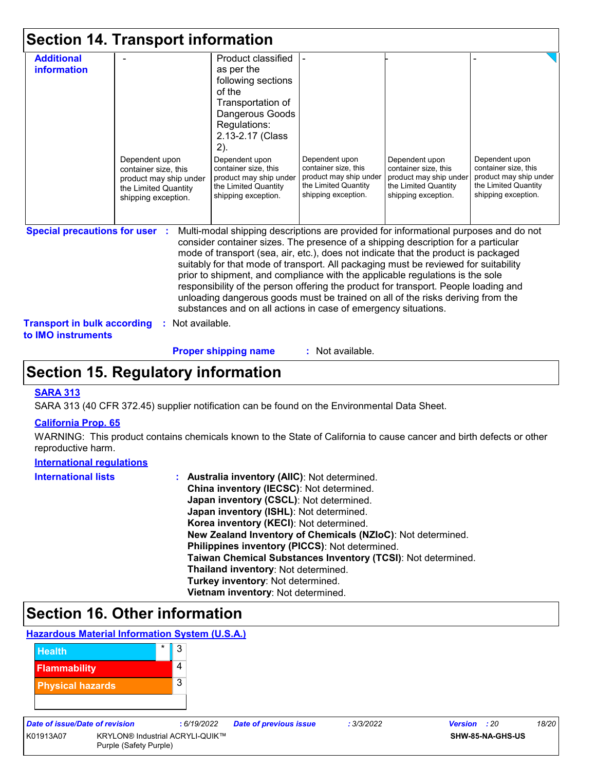## Section 14. Transport information

| Additional information | - | Product classified as per the following sections of the Transportation of Dangerous Goods Regulations: 2.13-2.17 (Class 2). | - | - | - |
|---|---|---|---|---|---|
| | Dependent upon container size, this product may ship under the Limited Quantity shipping exception. | Dependent upon container size, this product may ship under the Limited Quantity shipping exception. | Dependent upon container size, this product may ship under the Limited Quantity shipping exception. | Dependent upon container size, this product may ship under the Limited Quantity shipping exception. | Dependent upon container size, this product may ship under the Limited Quantity shipping exception. |

**Special precautions for user** : Multi-modal shipping descriptions are provided for informational purposes and do not consider container sizes. The presence of a shipping description for a particular mode of transport (sea, air, etc.), does not indicate that the product is packaged suitably for that mode of transport. All packaging must be reviewed for suitability prior to shipment, and compliance with the applicable regulations is the sole responsibility of the person offering the product for transport. People loading and unloading dangerous goods must be trained on all of the risks deriving from the substances and on all actions in case of emergency situations.

**Transport in bulk according to IMO instruments** : Not available.

**Proper shipping name** : Not available.

## Section 15. Regulatory information

### SARA 313

SARA 313 (40 CFR 372.45) supplier notification can be found on the Environmental Data Sheet.

### California Prop. 65

WARNING: This product contains chemicals known to the State of California to cause cancer and birth defects or other reproductive harm.

### International regulations

**International lists** :
**Australia inventory (AIIC)**: Not determined.
**China inventory (IECSC)**: Not determined.
**Japan inventory (CSCL)**: Not determined.
**Japan inventory (ISHL)**: Not determined.
**Korea inventory (KECI)**: Not determined.
**New Zealand Inventory of Chemicals (NZIoC)**: Not determined.
**Philippines inventory (PICCS)**: Not determined.
**Taiwan Chemical Substances Inventory (TCSI)**: Not determined.
**Thailand inventory**: Not determined.
**Turkey inventory**: Not determined.
**Vietnam inventory**: Not determined.

## Section 16. Other information

### Hazardous Material Information System (U.S.A.)

| Hazard | | Rating |
|---|---|---|
| Health | * | 3 |
| Flammability | | 4 |
| Physical hazards | | 3 |

**Date of issue/Date of revision** : 6/19/2022 **Date of previous issue** : 3/3/2022 **Version** : 20

K01913A07 KRYLON® Industrial ACRYLI-QUIK™ Purple (Safety Purple) SHW-85-NA-GHS-US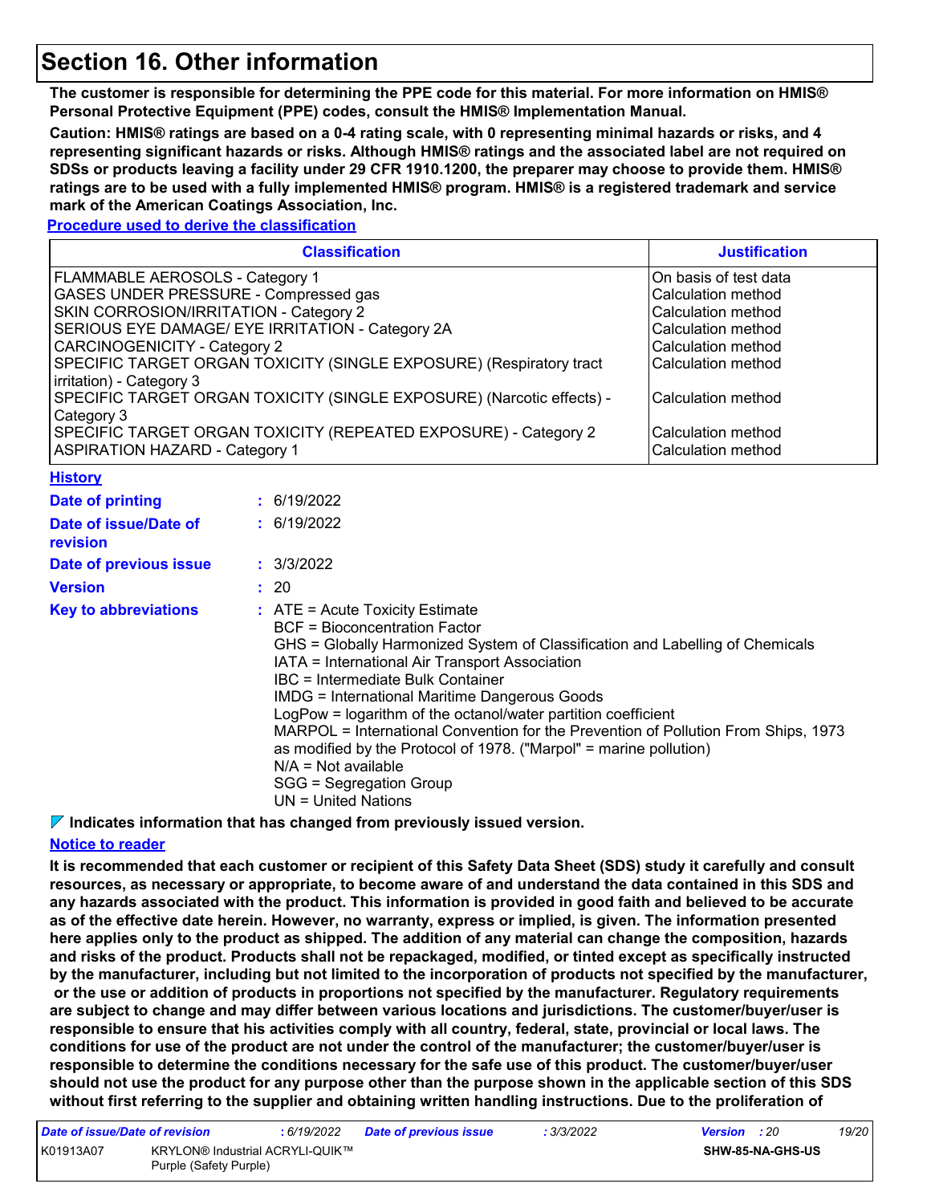# Section 16. Other information

**The customer is responsible for determining the PPE code for this material. For more information on HMIS® Personal Protective Equipment (PPE) codes, consult the HMIS® Implementation Manual.**

**Caution: HMIS® ratings are based on a 0-4 rating scale, with 0 representing minimal hazards or risks, and 4 representing significant hazards or risks. Although HMIS® ratings and the associated label are not required on SDSs or products leaving a facility under 29 CFR 1910.1200, the preparer may choose to provide them. HMIS® ratings are to be used with a fully implemented HMIS® program. HMIS® is a registered trademark and service mark of the American Coatings Association, Inc.**

**Procedure used to derive the classification**

| Classification | Justification |
| --- | --- |
| FLAMMABLE AEROSOLS - Category 1 | On basis of test data |
| GASES UNDER PRESSURE - Compressed gas | Calculation method |
| SKIN CORROSION/IRRITATION - Category 2 | Calculation method |
| SERIOUS EYE DAMAGE/ EYE IRRITATION - Category 2A | Calculation method |
| CARCINOGENICITY - Category 2 | Calculation method |
| SPECIFIC TARGET ORGAN TOXICITY (SINGLE EXPOSURE) (Respiratory tract irritation) - Category 3 | Calculation method |
| SPECIFIC TARGET ORGAN TOXICITY (SINGLE EXPOSURE) (Narcotic effects) - Category 3 | Calculation method |
| SPECIFIC TARGET ORGAN TOXICITY (REPEATED EXPOSURE) - Category 2 | Calculation method |
| ASPIRATION HAZARD - Category 1 | Calculation method |

**History**

**Date of printing** : 6/19/2022

**Date of issue/Date of revision** : 6/19/2022

**Date of previous issue** : 3/3/2022

**Version** : 20

**Key to abbreviations** :
ATE = Acute Toxicity Estimate
BCF = Bioconcentration Factor
GHS = Globally Harmonized System of Classification and Labelling of Chemicals
IATA = International Air Transport Association
IBC = Intermediate Bulk Container
IMDG = International Maritime Dangerous Goods
LogPow = logarithm of the octanol/water partition coefficient
MARPOL = International Convention for the Prevention of Pollution From Ships, 1973 as modified by the Protocol of 1978. ("Marpol" = marine pollution)
N/A = Not available
SGG = Segregation Group
UN = United Nations

**Indicates information that has changed from previously issued version.**

**Notice to reader**

**It is recommended that each customer or recipient of this Safety Data Sheet (SDS) study it carefully and consult resources, as necessary or appropriate, to become aware of and understand the data contained in this SDS and any hazards associated with the product. This information is provided in good faith and believed to be accurate as of the effective date herein. However, no warranty, express or implied, is given. The information presented here applies only to the product as shipped. The addition of any material can change the composition, hazards and risks of the product. Products shall not be repackaged, modified, or tinted except as specifically instructed by the manufacturer, including but not limited to the incorporation of products not specified by the manufacturer, or the use or addition of products in proportions not specified by the manufacturer. Regulatory requirements are subject to change and may differ between various locations and jurisdictions. The customer/buyer/user is responsible to ensure that his activities comply with all country, federal, state, provincial or local laws. The conditions for use of the product are not under the control of the manufacturer; the customer/buyer/user is responsible to determine the conditions necessary for the safe use of this product. The customer/buyer/user should not use the product for any purpose other than the purpose shown in the applicable section of this SDS without first referring to the supplier and obtaining written handling instructions. Due to the proliferation of**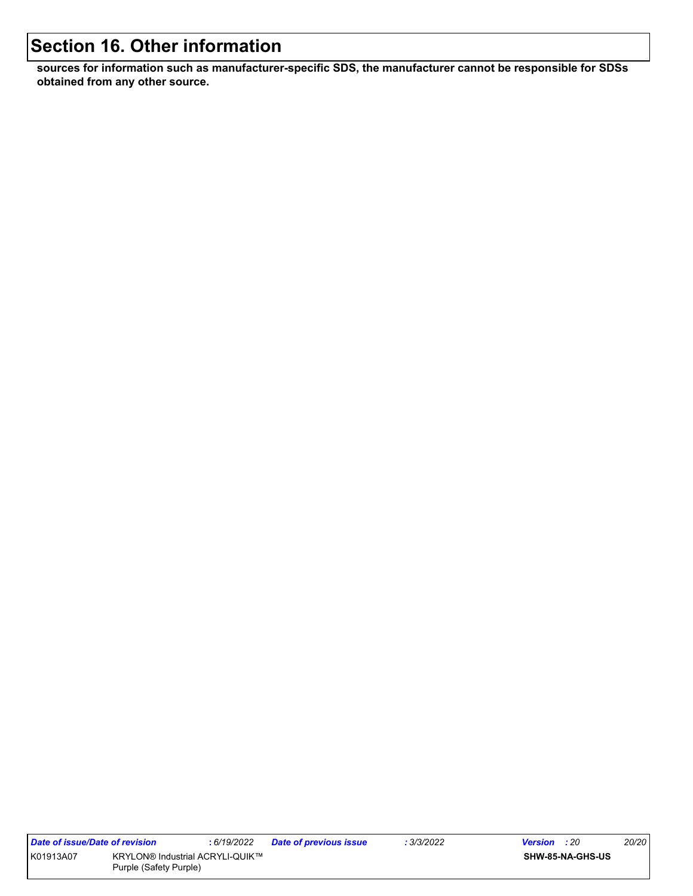# Section 16. Other information

**sources for information such as manufacturer-specific SDS, the manufacturer cannot be responsible for SDSs obtained from any other source.**